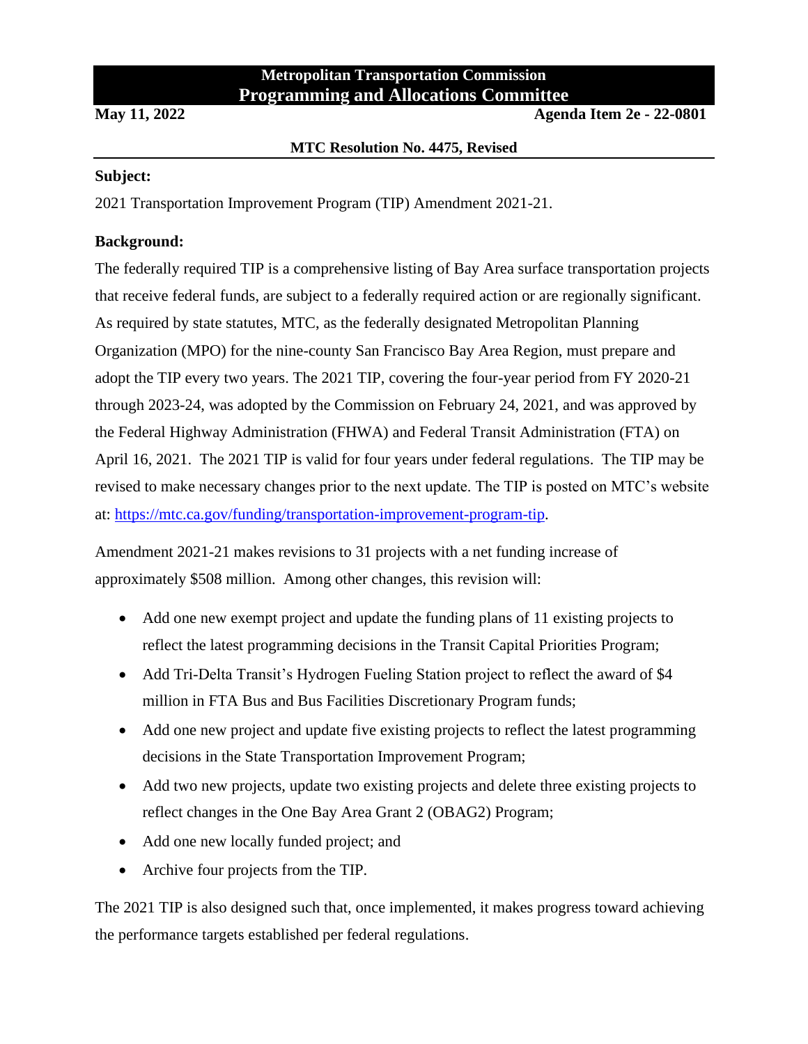# Metropolitan Transportation Commission
## Programming and Allocations Committee

**May 11, 2022** **Agenda Item 2e - 22-0801**

**MTC Resolution No. 4475, Revised**

**Subject:**

2021 Transportation Improvement Program (TIP) Amendment 2021-21.

**Background:**

The federally required TIP is a comprehensive listing of Bay Area surface transportation projects that receive federal funds, are subject to a federally required action or are regionally significant. As required by state statutes, MTC, as the federally designated Metropolitan Planning Organization (MPO) for the nine-county San Francisco Bay Area Region, must prepare and adopt the TIP every two years. The 2021 TIP, covering the four-year period from FY 2020-21 through 2023-24, was adopted by the Commission on February 24, 2021, and was approved by the Federal Highway Administration (FHWA) and Federal Transit Administration (FTA) on April 16, 2021. The 2021 TIP is valid for four years under federal regulations. The TIP may be revised to make necessary changes prior to the next update. The TIP is posted on MTC's website at: [https://mtc.ca.gov/funding/transportation-improvement-program-tip](https://mtc.ca.gov/funding/transportation-improvement-program-tip).

Amendment 2021-21 makes revisions to 31 projects with a net funding increase of approximately $508 million. Among other changes, this revision will:

- Add one new exempt project and update the funding plans of 11 existing projects to reflect the latest programming decisions in the Transit Capital Priorities Program;
- Add Tri-Delta Transit's Hydrogen Fueling Station project to reflect the award of $4 million in FTA Bus and Bus Facilities Discretionary Program funds;
- Add one new project and update five existing projects to reflect the latest programming decisions in the State Transportation Improvement Program;
- Add two new projects, update two existing projects and delete three existing projects to reflect changes in the One Bay Area Grant 2 (OBAG2) Program;
- Add one new locally funded project; and
- Archive four projects from the TIP.

The 2021 TIP is also designed such that, once implemented, it makes progress toward achieving the performance targets established per federal regulations.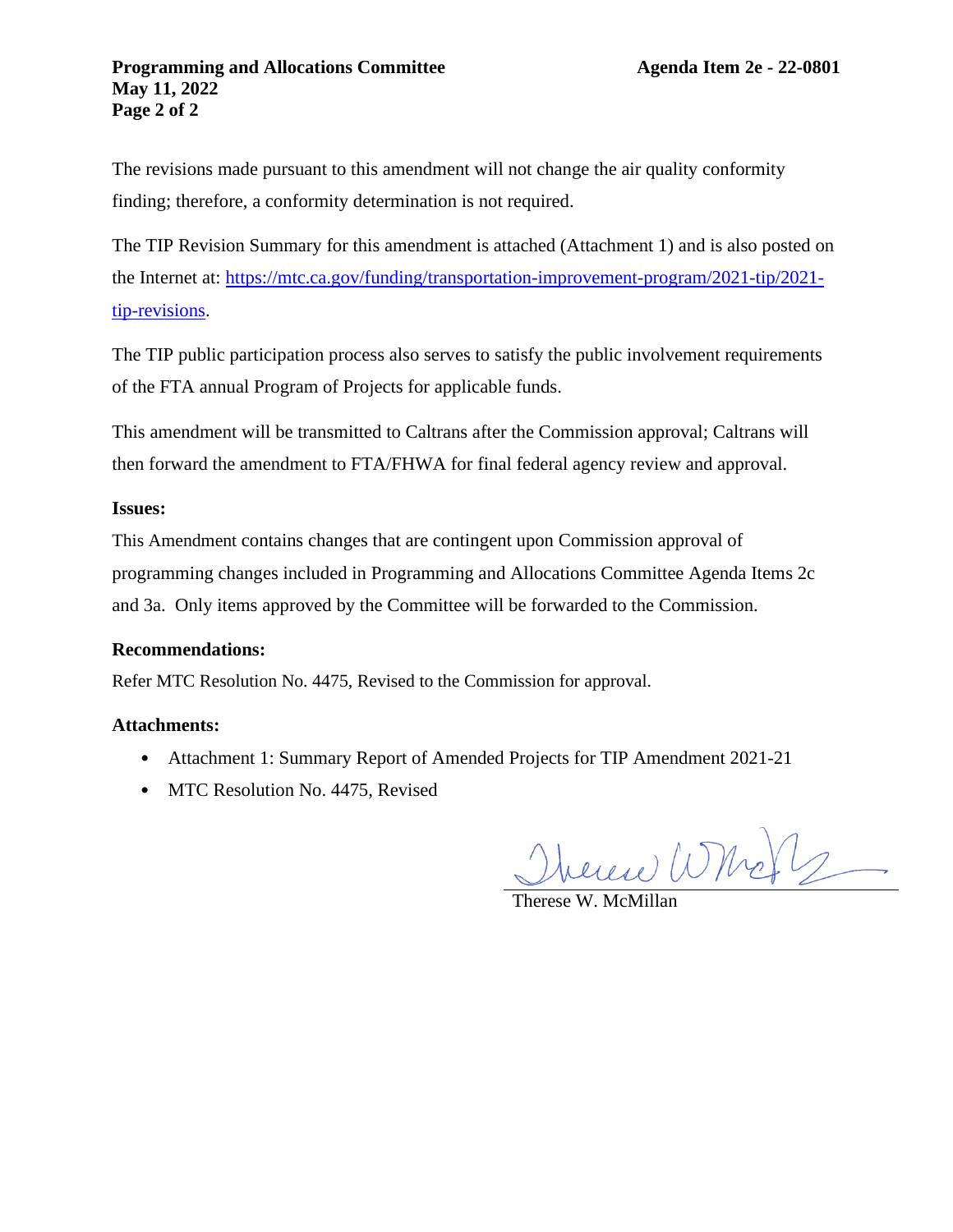The revisions made pursuant to this amendment will not change the air quality conformity finding; therefore, a conformity determination is not required.

The TIP Revision Summary for this amendment is attached (Attachment 1) and is also posted on the Internet at: [https://mtc.ca.gov/funding/transportation-improvement-program/2021-tip/2021-tip-revisions](https://mtc.ca.gov/funding/transportation-improvement-program/2021-tip/2021-tip-revisions).

The TIP public participation process also serves to satisfy the public involvement requirements of the FTA annual Program of Projects for applicable funds.

This amendment will be transmitted to Caltrans after the Commission approval; Caltrans will then forward the amendment to FTA/FHWA for final federal agency review and approval.

**Issues:**

This Amendment contains changes that are contingent upon Commission approval of programming changes included in Programming and Allocations Committee Agenda Items 2c and 3a. Only items approved by the Committee will be forwarded to the Commission.

**Recommendations:**

Refer MTC Resolution No. 4475, Revised to the Commission for approval.

**Attachments:**

- Attachment 1: Summary Report of Amended Projects for TIP Amendment 2021-21
- MTC Resolution No. 4475, Revised

Therese W. McMillan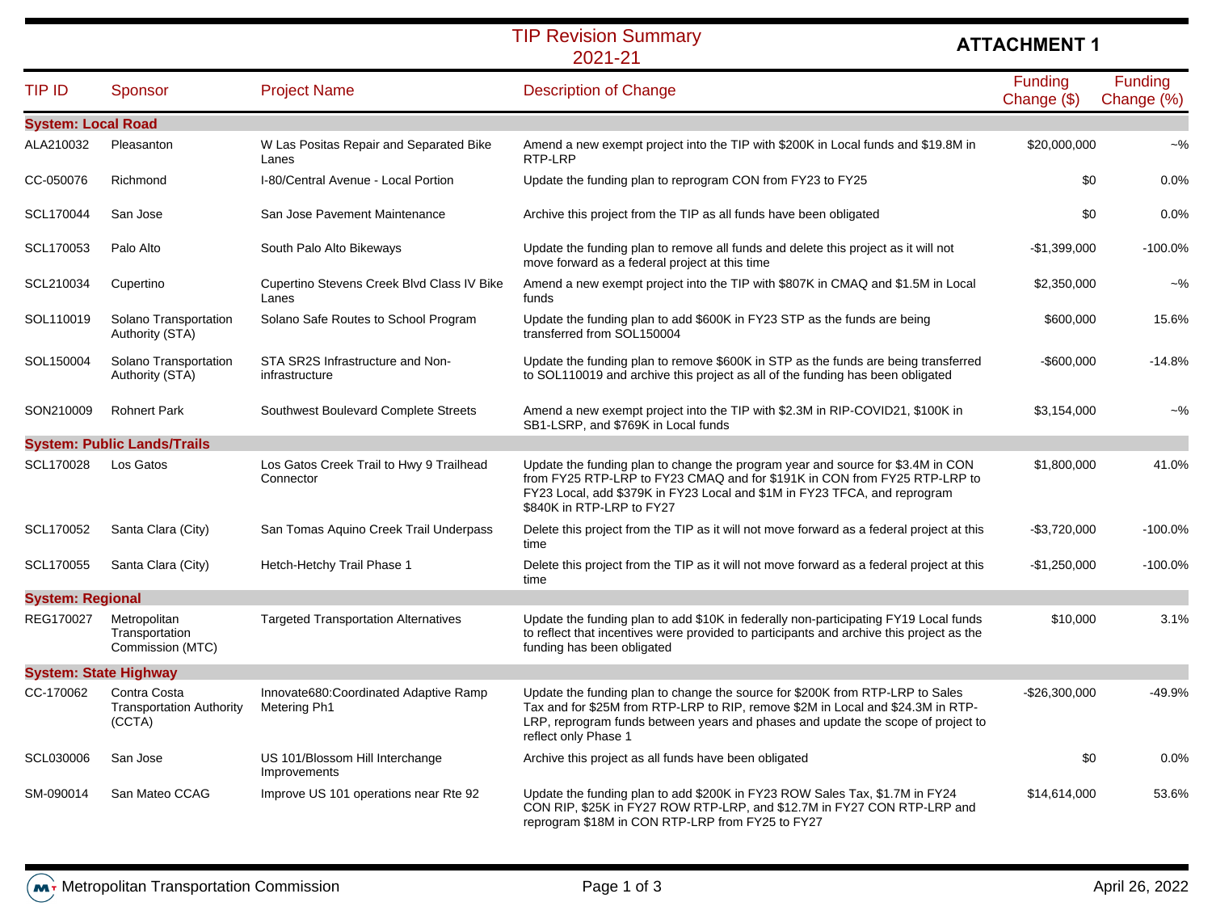# TIP Revision Summary
## 2021-21

**ATTACHMENT 1**

| TIP ID | Sponsor | Project Name | Description of Change | Funding Change ($) | Funding Change (%) |
|---|---|---|---|---|---|
| **System: Local Road** | | | | | |
| ALA210032 | Pleasanton | W Las Positas Repair and Separated Bike Lanes | Amend a new exempt project into the TIP with $200K in Local funds and $19.8M in RTP-LRP | $20,000,000 | ~% |
| CC-050076 | Richmond | I-80/Central Avenue - Local Portion | Update the funding plan to reprogram CON from FY23 to FY25 | $0 | 0.0% |
| SCL170044 | San Jose | San Jose Pavement Maintenance | Archive this project from the TIP as all funds have been obligated | $0 | 0.0% |
| SCL170053 | Palo Alto | South Palo Alto Bikeways | Update the funding plan to remove all funds and delete this project as it will not move forward as a federal project at this time | -$1,399,000 | -100.0% |
| SCL210034 | Cupertino | Cupertino Stevens Creek Blvd Class IV Bike Lanes | Amend a new exempt project into the TIP with $807K in CMAQ and $1.5M in Local funds | $2,350,000 | ~% |
| SOL110019 | Solano Transportation Authority (STA) | Solano Safe Routes to School Program | Update the funding plan to add $600K in FY23 STP as the funds are being transferred from SOL150004 | $600,000 | 15.6% |
| SOL150004 | Solano Transportation Authority (STA) | STA SR2S Infrastructure and Non-infrastructure | Update the funding plan to remove $600K in STP as the funds are being transferred to SOL110019 and archive this project as all of the funding has been obligated | -$600,000 | -14.8% |
| SON210009 | Rohnert Park | Southwest Boulevard Complete Streets | Amend a new exempt project into the TIP with $2.3M in RIP-COVID21, $100K in SB1-LSRP, and $769K in Local funds | $3,154,000 | ~% |
| **System: Public Lands/Trails** | | | | | |
| SCL170028 | Los Gatos | Los Gatos Creek Trail to Hwy 9 Trailhead Connector | Update the funding plan to change the program year and source for $3.4M in CON from FY25 RTP-LRP to FY23 CMAQ and for $191K in CON from FY25 RTP-LRP to FY23 Local, add $379K in FY23 Local and $1M in FY23 TFCA, and reprogram $840K in RTP-LRP to FY27 | $1,800,000 | 41.0% |
| SCL170052 | Santa Clara (City) | San Tomas Aquino Creek Trail Underpass | Delete this project from the TIP as it will not move forward as a federal project at this time | -$3,720,000 | -100.0% |
| SCL170055 | Santa Clara (City) | Hetch-Hetchy Trail Phase 1 | Delete this project from the TIP as it will not move forward as a federal project at this time | -$1,250,000 | -100.0% |
| **System: Regional** | | | | | |
| REG170027 | Metropolitan Transportation Commission (MTC) | Targeted Transportation Alternatives | Update the funding plan to add $10K in federally non-participating FY19 Local funds to reflect that incentives were provided to participants and archive this project as the funding has been obligated | $10,000 | 3.1% |
| **System: State Highway** | | | | | |
| CC-170062 | Contra Costa Transportation Authority (CCTA) | Innovate680:Coordinated Adaptive Ramp Metering Ph1 | Update the funding plan to change the source for $200K from RTP-LRP to Sales Tax and for $25M from RTP-LRP to RIP, remove $2M in Local and $24.3M in RTP-LRP, reprogram funds between years and phases and update the scope of project to reflect only Phase 1 | -$26,300,000 | -49.9% |
| SCL030006 | San Jose | US 101/Blossom Hill Interchange Improvements | Archive this project as all funds have been obligated | $0 | 0.0% |
| SM-090014 | San Mateo CCAG | Improve US 101 operations near Rte 92 | Update the funding plan to add $200K in FY23 ROW Sales Tax, $1.7M in FY24 CON RIP, $25K in FY27 ROW RTP-LRP, and $12.7M in FY27 CON RTP-LRP and reprogram $18M in CON RTP-LRP from FY25 to FY27 | $14,614,000 | 53.6% |

Metropolitan Transportation Commission — April 26, 2022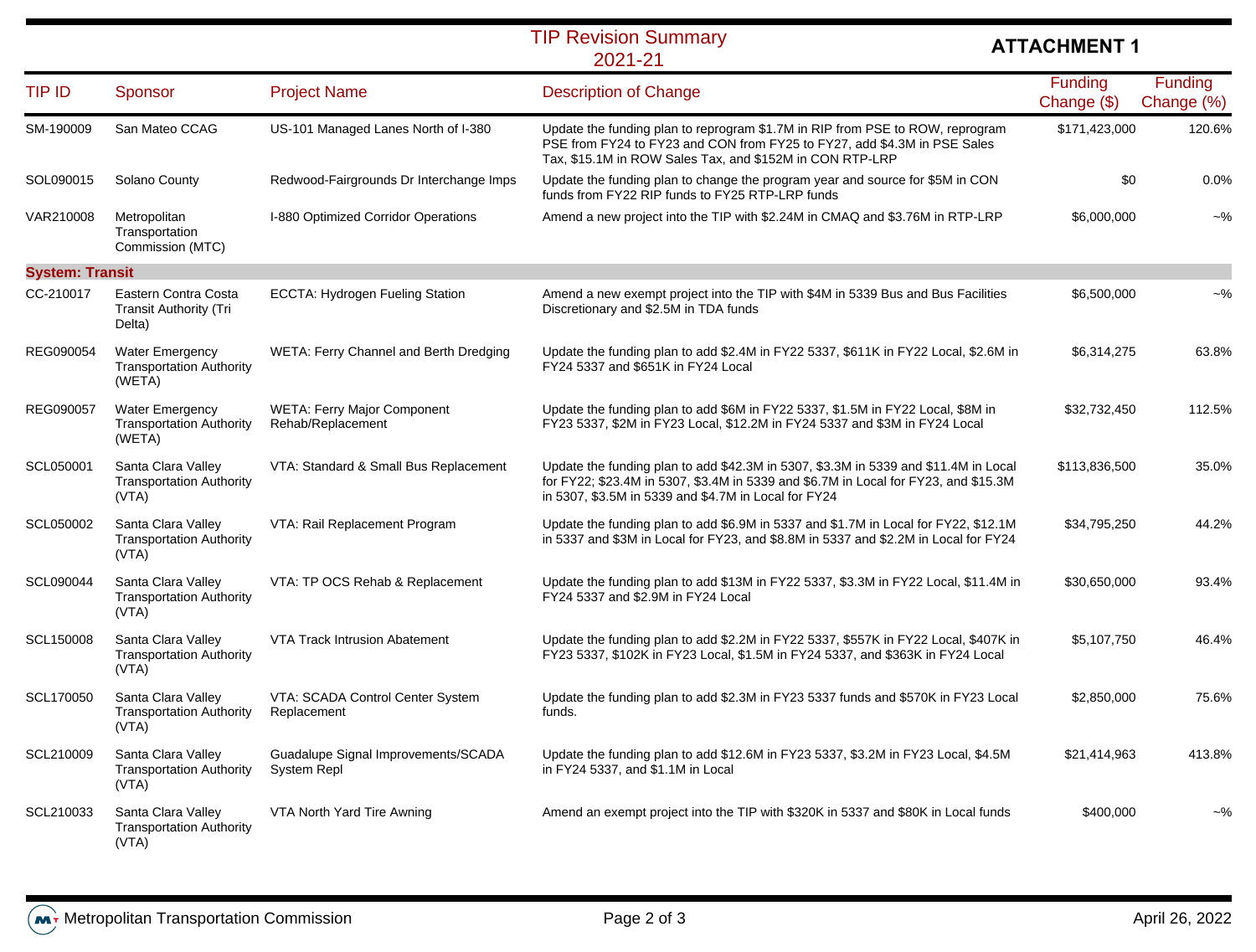# TIP Revision Summary
2021-21

**ATTACHMENT 1**

| TIP ID | Sponsor | Project Name | Description of Change | Funding Change ($) | Funding Change (%) |
|---|---|---|---|---|---|
| SM-190009 | San Mateo CCAG | US-101 Managed Lanes North of I-380 | Update the funding plan to reprogram $1.7M in RIP from PSE to ROW, reprogram PSE from FY24 to FY23 and CON from FY25 to FY27, add $4.3M in PSE Sales Tax, $15.1M in ROW Sales Tax, and $152M in CON RTP-LRP | $171,423,000 | 120.6% |
| SOL090015 | Solano County | Redwood-Fairgrounds Dr Interchange Imps | Update the funding plan to change the program year and source for $5M in CON funds from FY22 RIP funds to FY25 RTP-LRP funds | $0 | 0.0% |
| VAR210008 | Metropolitan Transportation Commission (MTC) | I-880 Optimized Corridor Operations | Amend a new project into the TIP with $2.24M in CMAQ and $3.76M in RTP-LRP | $6,000,000 | ~% |
| **System: Transit** | | | | | |
| CC-210017 | Eastern Contra Costa Transit Authority (Tri Delta) | ECCTA: Hydrogen Fueling Station | Amend a new exempt project into the TIP with $4M in 5339 Bus and Bus Facilities Discretionary and $2.5M in TDA funds | $6,500,000 | ~% |
| REG090054 | Water Emergency Transportation Authority (WETA) | WETA: Ferry Channel and Berth Dredging | Update the funding plan to add $2.4M in FY22 5337, $611K in FY22 Local, $2.6M in FY24 5337 and $651K in FY24 Local | $6,314,275 | 63.8% |
| REG090057 | Water Emergency Transportation Authority (WETA) | WETA: Ferry Major Component Rehab/Replacement | Update the funding plan to add $6M in FY22 5337, $1.5M in FY22 Local, $8M in FY23 5337, $2M in FY23 Local, $12.2M in FY24 5337 and $3M in FY24 Local | $32,732,450 | 112.5% |
| SCL050001 | Santa Clara Valley Transportation Authority (VTA) | VTA: Standard & Small Bus Replacement | Update the funding plan to add $42.3M in 5307, $3.3M in 5339 and $11.4M in Local for FY22; $23.4M in 5307, $3.4M in 5339 and $6.7M in Local for FY23, and $15.3M in 5307, $3.5M in 5339 and $4.7M in Local for FY24 | $113,836,500 | 35.0% |
| SCL050002 | Santa Clara Valley Transportation Authority (VTA) | VTA: Rail Replacement Program | Update the funding plan to add $6.9M in 5337 and $1.7M in Local for FY22, $12.1M in 5337 and $3M in Local for FY23, and $8.8M in 5337 and $2.2M in Local for FY24 | $34,795,250 | 44.2% |
| SCL090044 | Santa Clara Valley Transportation Authority (VTA) | VTA: TP OCS Rehab & Replacement | Update the funding plan to add $13M in FY22 5337, $3.3M in FY22 Local, $11.4M in FY24 5337 and $2.9M in FY24 Local | $30,650,000 | 93.4% |
| SCL150008 | Santa Clara Valley Transportation Authority (VTA) | VTA Track Intrusion Abatement | Update the funding plan to add $2.2M in FY22 5337, $557K in FY22 Local, $407K in FY23 5337, $102K in FY23 Local, $1.5M in FY24 5337, and $363K in FY24 Local | $5,107,750 | 46.4% |
| SCL170050 | Santa Clara Valley Transportation Authority (VTA) | VTA: SCADA Control Center System Replacement | Update the funding plan to add $2.3M in FY23 5337 funds and $570K in FY23 Local funds. | $2,850,000 | 75.6% |
| SCL210009 | Santa Clara Valley Transportation Authority (VTA) | Guadalupe Signal Improvements/SCADA System Repl | Update the funding plan to add $12.6M in FY23 5337, $3.2M in FY23 Local, $4.5M in FY24 5337, and $1.1M in Local | $21,414,963 | 413.8% |
| SCL210033 | Santa Clara Valley Transportation Authority (VTA) | VTA North Yard Tire Awning | Amend an exempt project into the TIP with $320K in 5337 and $80K in Local funds | $400,000 | ~% |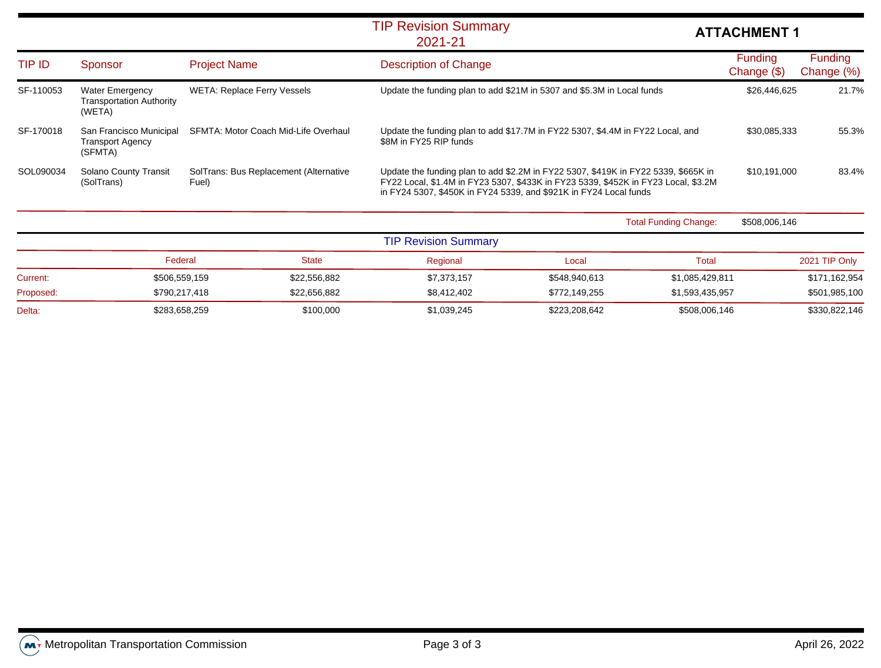# TIP Revision Summary
## 2021-21

**ATTACHMENT 1**

| TIP ID | Sponsor | Project Name | Description of Change | Funding Change ($) | Funding Change (%) |
|---|---|---|---|---|---|
| SF-110053 | Water Emergency Transportation Authority (WETA) | WETA: Replace Ferry Vessels | Update the funding plan to add $21M in 5307 and $5.3M in Local funds | $26,446,625 | 21.7% |
| SF-170018 | San Francisco Municipal Transport Agency (SFMTA) | SFMTA: Motor Coach Mid-Life Overhaul | Update the funding plan to add $17.7M in FY22 5307, $4.4M in FY22 Local, and $8M in FY25 RIP funds | $30,085,333 | 55.3% |
| SOL090034 | Solano County Transit (SolTrans) | SolTrans: Bus Replacement (Alternative Fuel) | Update the funding plan to add $2.2M in FY22 5307, $419K in FY22 5339, $665K in FY22 Local, $1.4M in FY23 5307, $433K in FY23 5339, $452K in FY23 Local, $3.2M in FY24 5307, $450K in FY24 5339, and $921K in FY24 Local funds | $10,191,000 | 83.4% |
| | | | Total Funding Change: | $508,006,146 | |

## TIP Revision Summary

| | Federal | State | Regional | Local | Total | 2021 TIP Only |
|---|---|---|---|---|---|---|
| Current: | $506,559,159 | $22,556,882 | $7,373,157 | $548,940,613 | $1,085,429,811 | $171,162,954 |
| Proposed: | $790,217,418 | $22,656,882 | $8,412,402 | $772,149,255 | $1,593,435,957 | $501,985,100 |
| Delta: | $283,658,259 | $100,000 | $1,039,245 | $223,208,642 | $508,006,146 | $330,822,146 |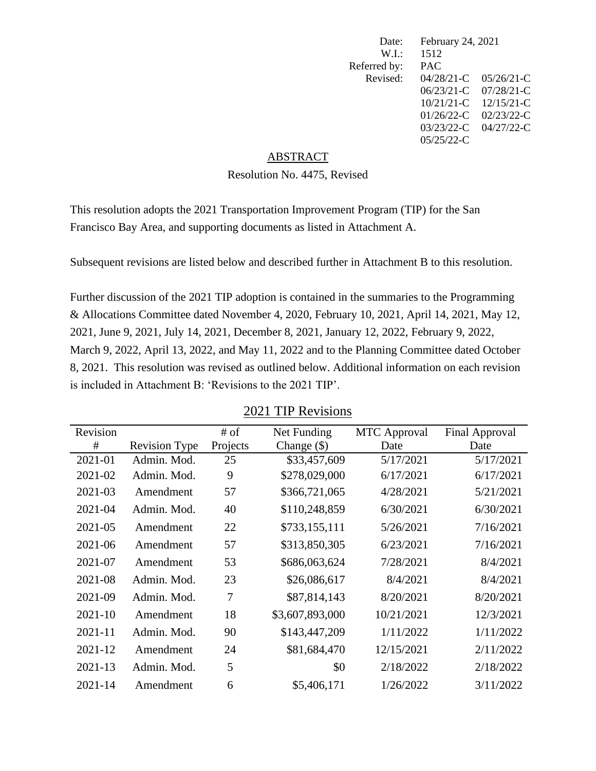| | |
|---|---|
| Date: | February 24, 2021 |
| W.I.: | 1512 |
| Referred by: | PAC |
| Revised: | 04/28/21-C 05/26/21-C |
| | 06/23/21-C 07/28/21-C |
| | 10/21/21-C 12/15/21-C |
| | 01/26/22-C 02/23/22-C |
| | 03/23/22-C 04/27/22-C |
| | 05/25/22-C |

## ABSTRACT

Resolution No. 4475, Revised

This resolution adopts the 2021 Transportation Improvement Program (TIP) for the San Francisco Bay Area, and supporting documents as listed in Attachment A.

Subsequent revisions are listed below and described further in Attachment B to this resolution.

Further discussion of the 2021 TIP adoption is contained in the summaries to the Programming & Allocations Committee dated November 4, 2020, February 10, 2021, April 14, 2021, May 12, 2021, June 9, 2021, July 14, 2021, December 8, 2021, January 12, 2022, February 9, 2022, March 9, 2022, April 13, 2022, and May 11, 2022 and to the Planning Committee dated October 8, 2021. This resolution was revised as outlined below. Additional information on each revision is included in Attachment B: 'Revisions to the 2021 TIP'.

### 2021 TIP Revisions

| Revision # | Revision Type | # of Projects | Net Funding Change ($) | MTC Approval Date | Final Approval Date |
|---|---|---|---|---|---|
| 2021-01 | Admin. Mod. | 25 | $33,457,609 | 5/17/2021 | 5/17/2021 |
| 2021-02 | Admin. Mod. | 9 | $278,029,000 | 6/17/2021 | 6/17/2021 |
| 2021-03 | Amendment | 57 | $366,721,065 | 4/28/2021 | 5/21/2021 |
| 2021-04 | Admin. Mod. | 40 | $110,248,859 | 6/30/2021 | 6/30/2021 |
| 2021-05 | Amendment | 22 | $733,155,111 | 5/26/2021 | 7/16/2021 |
| 2021-06 | Amendment | 57 | $313,850,305 | 6/23/2021 | 7/16/2021 |
| 2021-07 | Amendment | 53 | $686,063,624 | 7/28/2021 | 8/4/2021 |
| 2021-08 | Admin. Mod. | 23 | $26,086,617 | 8/4/2021 | 8/4/2021 |
| 2021-09 | Admin. Mod. | 7 | $87,814,143 | 8/20/2021 | 8/20/2021 |
| 2021-10 | Amendment | 18 | $3,607,893,000 | 10/21/2021 | 12/3/2021 |
| 2021-11 | Admin. Mod. | 90 | $143,447,209 | 1/11/2022 | 1/11/2022 |
| 2021-12 | Amendment | 24 | $81,684,470 | 12/15/2021 | 2/11/2022 |
| 2021-13 | Admin. Mod. | 5 | $0 | 2/18/2022 | 2/18/2022 |
| 2021-14 | Amendment | 6 | $5,406,171 | 1/26/2022 | 3/11/2022 |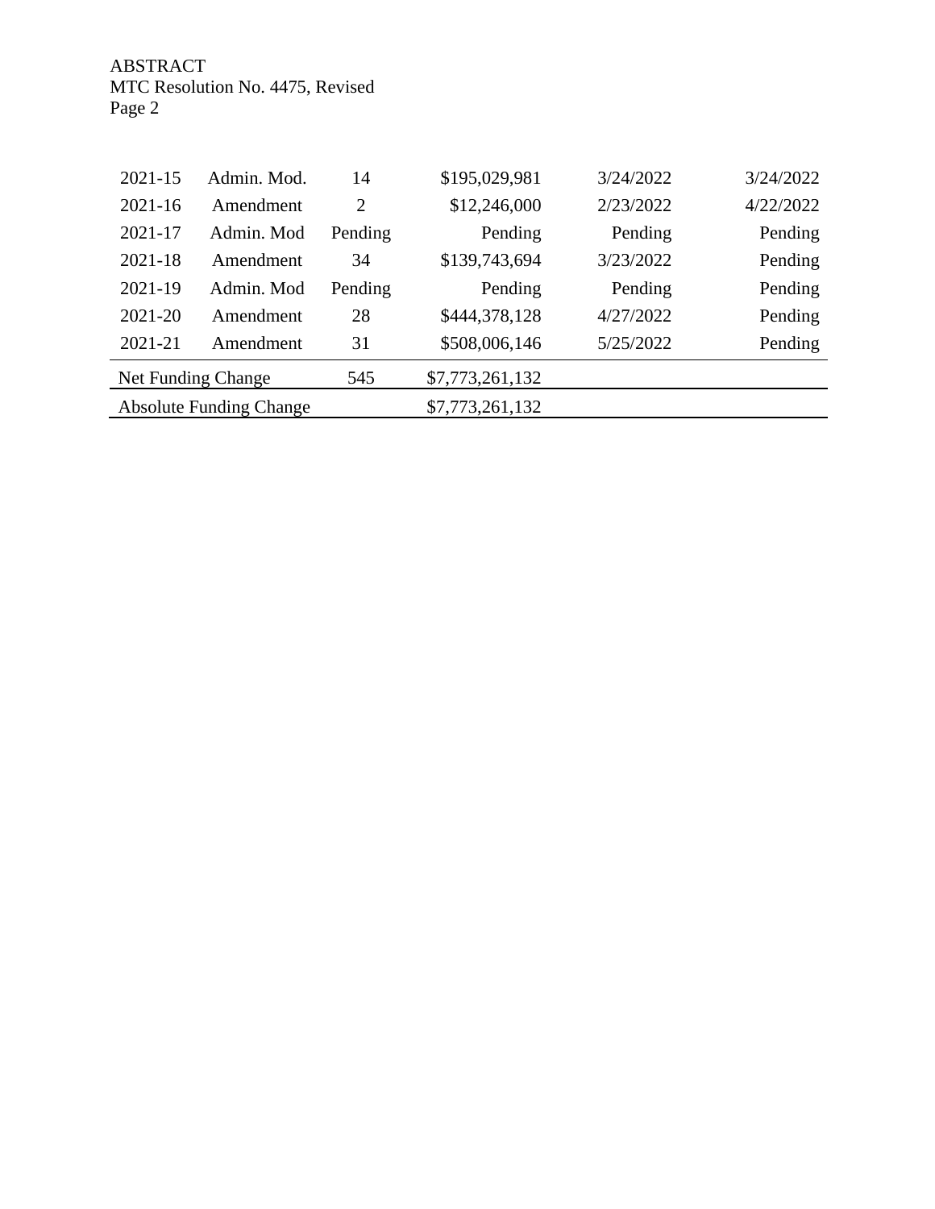ABSTRACT
MTC Resolution No. 4475, Revised

| | | | | | |
|---|---|---|---|---|---|
| 2021-15 | Admin. Mod. | 14 | $195,029,981 | 3/24/2022 | 3/24/2022 |
| 2021-16 | Amendment | 2 | $12,246,000 | 2/23/2022 | 4/22/2022 |
| 2021-17 | Admin. Mod | Pending | Pending | Pending | Pending |
| 2021-18 | Amendment | 34 | $139,743,694 | 3/23/2022 | Pending |
| 2021-19 | Admin. Mod | Pending | Pending | Pending | Pending |
| 2021-20 | Amendment | 28 | $444,378,128 | 4/27/2022 | Pending |
| 2021-21 | Amendment | 31 | $508,006,146 | 5/25/2022 | Pending |
| Net Funding Change | | 545 | $7,773,261,132 | | |
| Absolute Funding Change | | | $7,773,261,132 | | |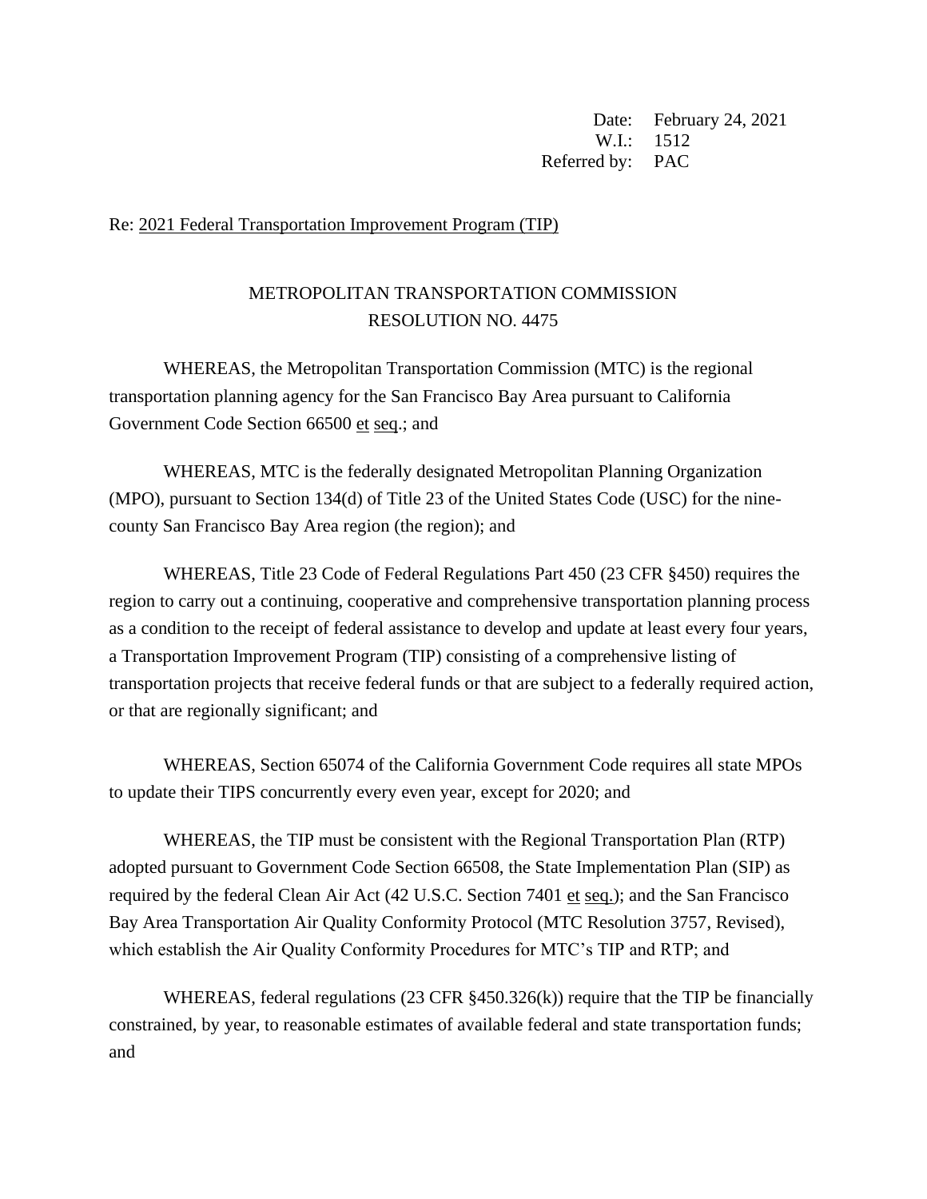Date: February 24, 2021
W.I.: 1512
Referred by: PAC

Re: 2021 Federal Transportation Improvement Program (TIP)

METROPOLITAN TRANSPORTATION COMMISSION
RESOLUTION NO. 4475

WHEREAS, the Metropolitan Transportation Commission (MTC) is the regional transportation planning agency for the San Francisco Bay Area pursuant to California Government Code Section 66500 et seq.; and

WHEREAS, MTC is the federally designated Metropolitan Planning Organization (MPO), pursuant to Section 134(d) of Title 23 of the United States Code (USC) for the nine-county San Francisco Bay Area region (the region); and

WHEREAS, Title 23 Code of Federal Regulations Part 450 (23 CFR §450) requires the region to carry out a continuing, cooperative and comprehensive transportation planning process as a condition to the receipt of federal assistance to develop and update at least every four years, a Transportation Improvement Program (TIP) consisting of a comprehensive listing of transportation projects that receive federal funds or that are subject to a federally required action, or that are regionally significant; and

WHEREAS, Section 65074 of the California Government Code requires all state MPOs to update their TIPS concurrently every even year, except for 2020; and

WHEREAS, the TIP must be consistent with the Regional Transportation Plan (RTP) adopted pursuant to Government Code Section 66508, the State Implementation Plan (SIP) as required by the federal Clean Air Act (42 U.S.C. Section 7401 et seq.); and the San Francisco Bay Area Transportation Air Quality Conformity Protocol (MTC Resolution 3757, Revised), which establish the Air Quality Conformity Procedures for MTC's TIP and RTP; and

WHEREAS, federal regulations (23 CFR §450.326(k)) require that the TIP be financially constrained, by year, to reasonable estimates of available federal and state transportation funds; and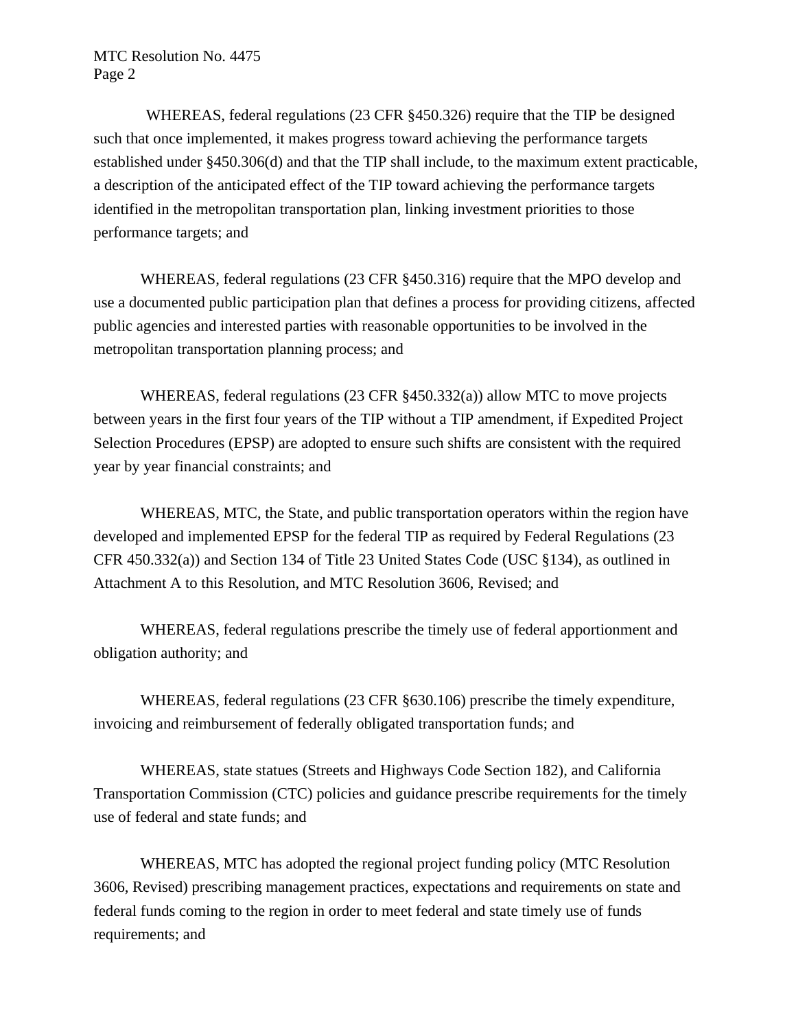WHEREAS, federal regulations (23 CFR §450.326) require that the TIP be designed such that once implemented, it makes progress toward achieving the performance targets established under §450.306(d) and that the TIP shall include, to the maximum extent practicable, a description of the anticipated effect of the TIP toward achieving the performance targets identified in the metropolitan transportation plan, linking investment priorities to those performance targets; and

WHEREAS, federal regulations (23 CFR §450.316) require that the MPO develop and use a documented public participation plan that defines a process for providing citizens, affected public agencies and interested parties with reasonable opportunities to be involved in the metropolitan transportation planning process; and

WHEREAS, federal regulations (23 CFR §450.332(a)) allow MTC to move projects between years in the first four years of the TIP without a TIP amendment, if Expedited Project Selection Procedures (EPSP) are adopted to ensure such shifts are consistent with the required year by year financial constraints; and

WHEREAS, MTC, the State, and public transportation operators within the region have developed and implemented EPSP for the federal TIP as required by Federal Regulations (23 CFR 450.332(a)) and Section 134 of Title 23 United States Code (USC §134), as outlined in Attachment A to this Resolution, and MTC Resolution 3606, Revised; and

WHEREAS, federal regulations prescribe the timely use of federal apportionment and obligation authority; and

WHEREAS, federal regulations (23 CFR §630.106) prescribe the timely expenditure, invoicing and reimbursement of federally obligated transportation funds; and

WHEREAS, state statues (Streets and Highways Code Section 182), and California Transportation Commission (CTC) policies and guidance prescribe requirements for the timely use of federal and state funds; and

WHEREAS, MTC has adopted the regional project funding policy (MTC Resolution 3606, Revised) prescribing management practices, expectations and requirements on state and federal funds coming to the region in order to meet federal and state timely use of funds requirements; and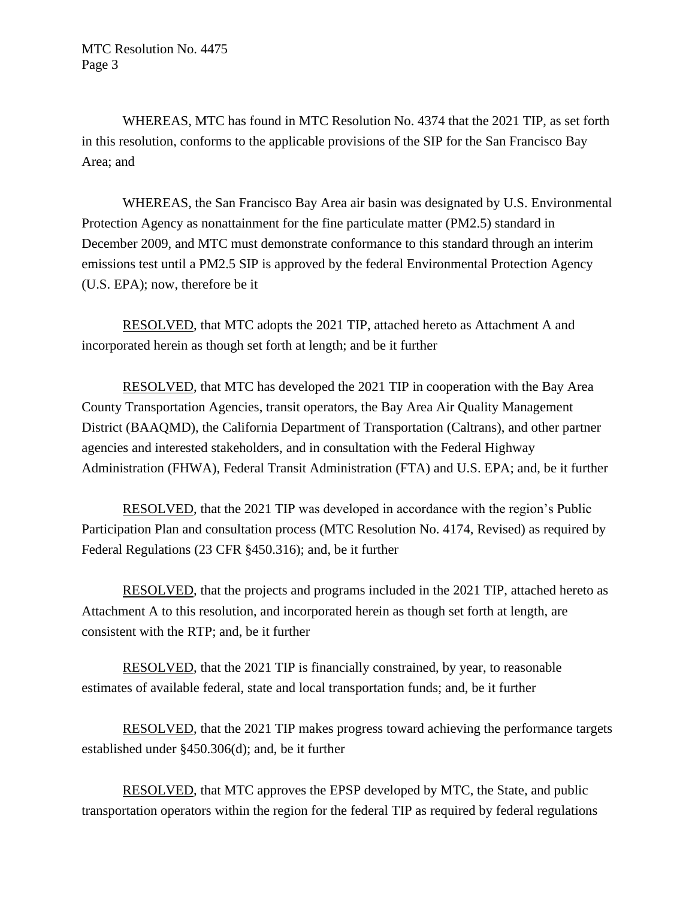WHEREAS, MTC has found in MTC Resolution No. 4374 that the 2021 TIP, as set forth in this resolution, conforms to the applicable provisions of the SIP for the San Francisco Bay Area; and

WHEREAS, the San Francisco Bay Area air basin was designated by U.S. Environmental Protection Agency as nonattainment for the fine particulate matter (PM2.5) standard in December 2009, and MTC must demonstrate conformance to this standard through an interim emissions test until a PM2.5 SIP is approved by the federal Environmental Protection Agency (U.S. EPA); now, therefore be it

RESOLVED, that MTC adopts the 2021 TIP, attached hereto as Attachment A and incorporated herein as though set forth at length; and be it further

RESOLVED, that MTC has developed the 2021 TIP in cooperation with the Bay Area County Transportation Agencies, transit operators, the Bay Area Air Quality Management District (BAAQMD), the California Department of Transportation (Caltrans), and other partner agencies and interested stakeholders, and in consultation with the Federal Highway Administration (FHWA), Federal Transit Administration (FTA) and U.S. EPA; and, be it further

RESOLVED, that the 2021 TIP was developed in accordance with the region's Public Participation Plan and consultation process (MTC Resolution No. 4174, Revised) as required by Federal Regulations (23 CFR §450.316); and, be it further

RESOLVED, that the projects and programs included in the 2021 TIP, attached hereto as Attachment A to this resolution, and incorporated herein as though set forth at length, are consistent with the RTP; and, be it further

RESOLVED, that the 2021 TIP is financially constrained, by year, to reasonable estimates of available federal, state and local transportation funds; and, be it further

RESOLVED, that the 2021 TIP makes progress toward achieving the performance targets established under §450.306(d); and, be it further

RESOLVED, that MTC approves the EPSP developed by MTC, the State, and public transportation operators within the region for the federal TIP as required by federal regulations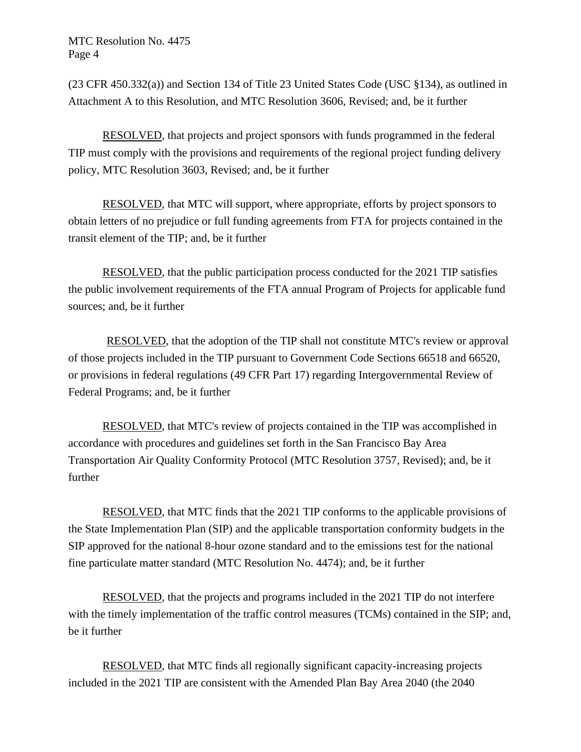(23 CFR 450.332(a)) and Section 134 of Title 23 United States Code (USC §134), as outlined in Attachment A to this Resolution, and MTC Resolution 3606, Revised; and, be it further

RESOLVED, that projects and project sponsors with funds programmed in the federal TIP must comply with the provisions and requirements of the regional project funding delivery policy, MTC Resolution 3603, Revised; and, be it further

RESOLVED, that MTC will support, where appropriate, efforts by project sponsors to obtain letters of no prejudice or full funding agreements from FTA for projects contained in the transit element of the TIP; and, be it further

RESOLVED, that the public participation process conducted for the 2021 TIP satisfies the public involvement requirements of the FTA annual Program of Projects for applicable fund sources; and, be it further

RESOLVED, that the adoption of the TIP shall not constitute MTC's review or approval of those projects included in the TIP pursuant to Government Code Sections 66518 and 66520, or provisions in federal regulations (49 CFR Part 17) regarding Intergovernmental Review of Federal Programs; and, be it further

RESOLVED, that MTC's review of projects contained in the TIP was accomplished in accordance with procedures and guidelines set forth in the San Francisco Bay Area Transportation Air Quality Conformity Protocol (MTC Resolution 3757, Revised); and, be it further

RESOLVED, that MTC finds that the 2021 TIP conforms to the applicable provisions of the State Implementation Plan (SIP) and the applicable transportation conformity budgets in the SIP approved for the national 8-hour ozone standard and to the emissions test for the national fine particulate matter standard (MTC Resolution No. 4474); and, be it further

RESOLVED, that the projects and programs included in the 2021 TIP do not interfere with the timely implementation of the traffic control measures (TCMs) contained in the SIP; and, be it further

RESOLVED, that MTC finds all regionally significant capacity-increasing projects included in the 2021 TIP are consistent with the Amended Plan Bay Area 2040 (the 2040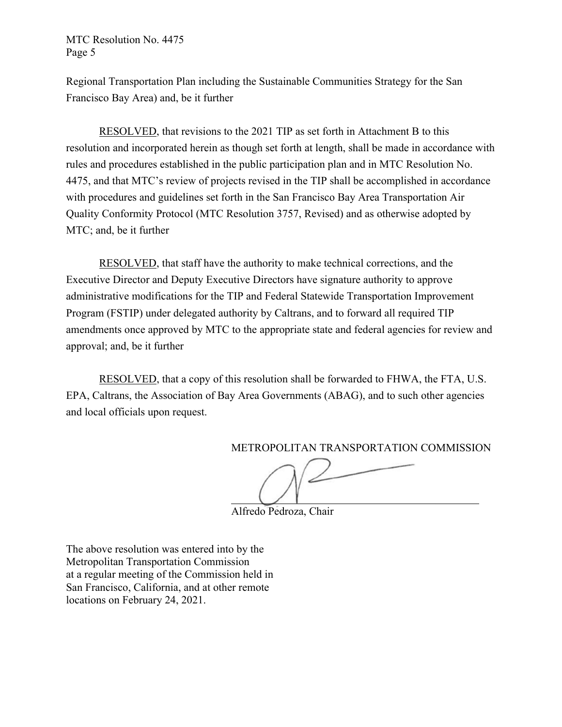Regional Transportation Plan including the Sustainable Communities Strategy for the San Francisco Bay Area) and, be it further

RESOLVED, that revisions to the 2021 TIP as set forth in Attachment B to this resolution and incorporated herein as though set forth at length, shall be made in accordance with rules and procedures established in the public participation plan and in MTC Resolution No. 4475, and that MTC's review of projects revised in the TIP shall be accomplished in accordance with procedures and guidelines set forth in the San Francisco Bay Area Transportation Air Quality Conformity Protocol (MTC Resolution 3757, Revised) and as otherwise adopted by MTC; and, be it further

RESOLVED, that staff have the authority to make technical corrections, and the Executive Director and Deputy Executive Directors have signature authority to approve administrative modifications for the TIP and Federal Statewide Transportation Improvement Program (FSTIP) under delegated authority by Caltrans, and to forward all required TIP amendments once approved by MTC to the appropriate state and federal agencies for review and approval; and, be it further

RESOLVED, that a copy of this resolution shall be forwarded to FHWA, the FTA, U.S. EPA, Caltrans, the Association of Bay Area Governments (ABAG), and to such other agencies and local officials upon request.

METROPOLITAN TRANSPORTATION COMMISSION

Alfredo Pedroza, Chair

The above resolution was entered into by the Metropolitan Transportation Commission at a regular meeting of the Commission held in San Francisco, California, and at other remote locations on February 24, 2021.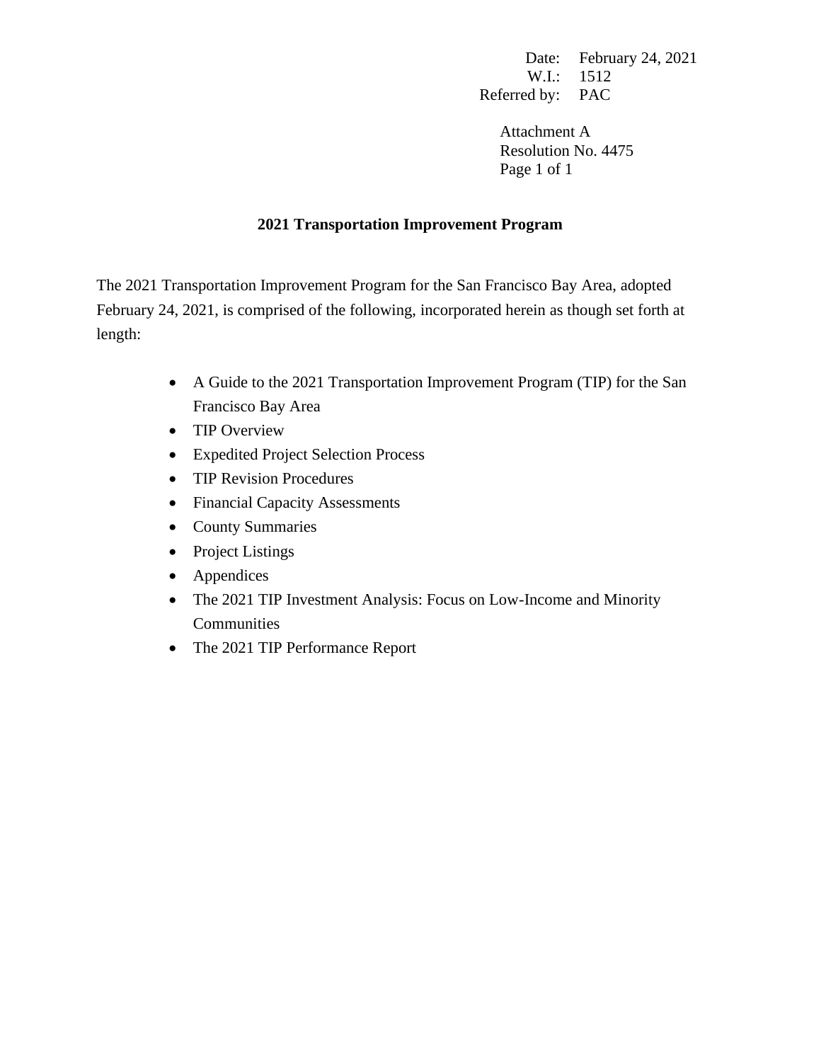Date: February 24, 2021
W.I.: 1512
Referred by: PAC

Attachment A
Resolution No. 4475
Page 1 of 1

## 2021 Transportation Improvement Program

The 2021 Transportation Improvement Program for the San Francisco Bay Area, adopted February 24, 2021, is comprised of the following, incorporated herein as though set forth at length:

- A Guide to the 2021 Transportation Improvement Program (TIP) for the San Francisco Bay Area
- TIP Overview
- Expedited Project Selection Process
- TIP Revision Procedures
- Financial Capacity Assessments
- County Summaries
- Project Listings
- Appendices
- The 2021 TIP Investment Analysis: Focus on Low-Income and Minority Communities
- The 2021 TIP Performance Report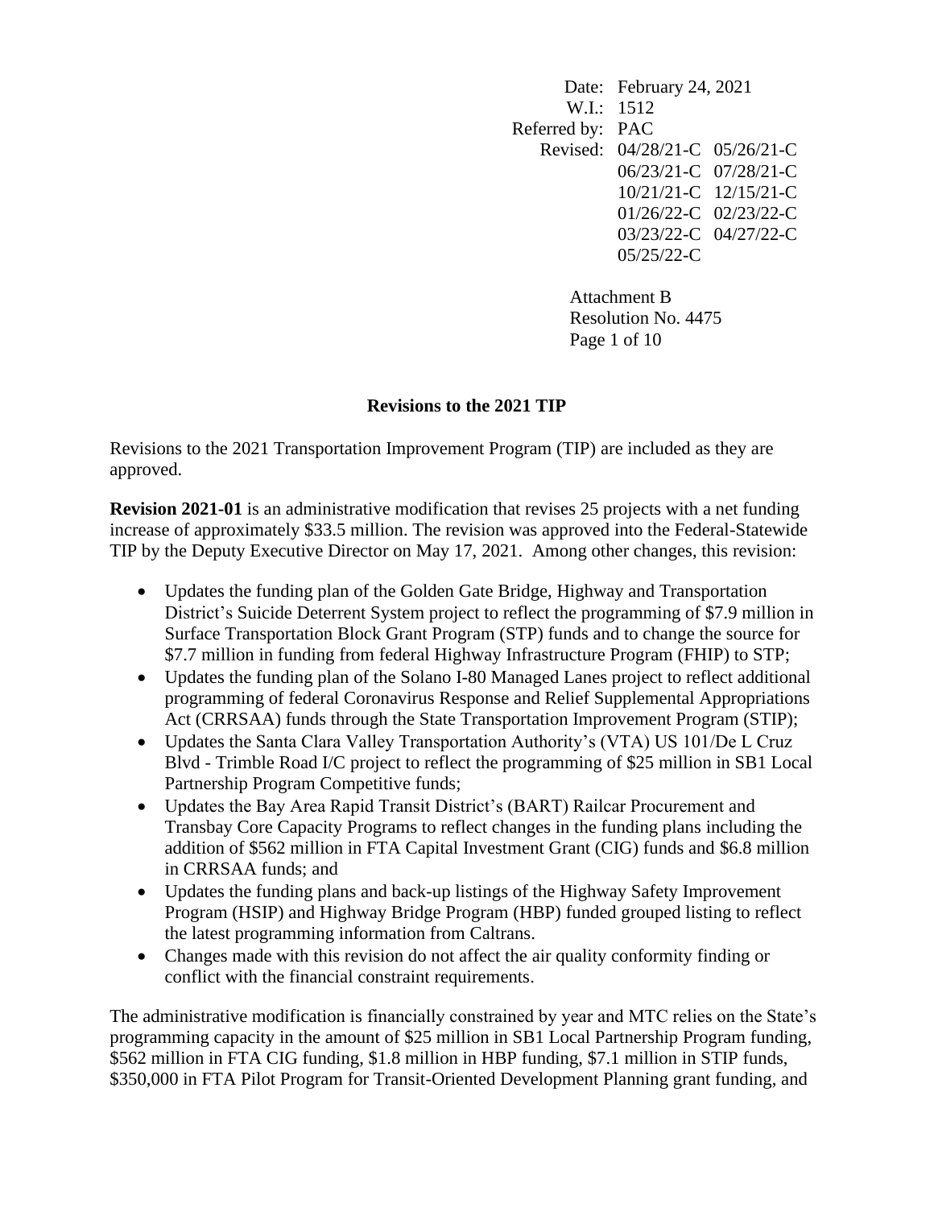Date: February 24, 2021
W.I.: 1512
Referred by: PAC
Revised: 04/28/21-C 05/26/21-C
06/23/21-C 07/28/21-C
10/21/21-C 12/15/21-C
01/26/22-C 02/23/22-C
03/23/22-C 04/27/22-C
05/25/22-C

Attachment B
Resolution No. 4475
Page 1 of 10

## Revisions to the 2021 TIP

Revisions to the 2021 Transportation Improvement Program (TIP) are included as they are approved.

**Revision 2021-01** is an administrative modification that revises 25 projects with a net funding increase of approximately $33.5 million. The revision was approved into the Federal-Statewide TIP by the Deputy Executive Director on May 17, 2021. Among other changes, this revision:

- Updates the funding plan of the Golden Gate Bridge, Highway and Transportation District's Suicide Deterrent System project to reflect the programming of $7.9 million in Surface Transportation Block Grant Program (STP) funds and to change the source for $7.7 million in funding from federal Highway Infrastructure Program (FHIP) to STP;
- Updates the funding plan of the Solano I-80 Managed Lanes project to reflect additional programming of federal Coronavirus Response and Relief Supplemental Appropriations Act (CRRSAA) funds through the State Transportation Improvement Program (STIP);
- Updates the Santa Clara Valley Transportation Authority's (VTA) US 101/De L Cruz Blvd - Trimble Road I/C project to reflect the programming of $25 million in SB1 Local Partnership Program Competitive funds;
- Updates the Bay Area Rapid Transit District's (BART) Railcar Procurement and Transbay Core Capacity Programs to reflect changes in the funding plans including the addition of $562 million in FTA Capital Investment Grant (CIG) funds and $6.8 million in CRRSAA funds; and
- Updates the funding plans and back-up listings of the Highway Safety Improvement Program (HSIP) and Highway Bridge Program (HBP) funded grouped listing to reflect the latest programming information from Caltrans.
- Changes made with this revision do not affect the air quality conformity finding or conflict with the financial constraint requirements.

The administrative modification is financially constrained by year and MTC relies on the State's programming capacity in the amount of $25 million in SB1 Local Partnership Program funding, $562 million in FTA CIG funding, $1.8 million in HBP funding, $7.1 million in STIP funds, $350,000 in FTA Pilot Program for Transit-Oriented Development Planning grant funding, and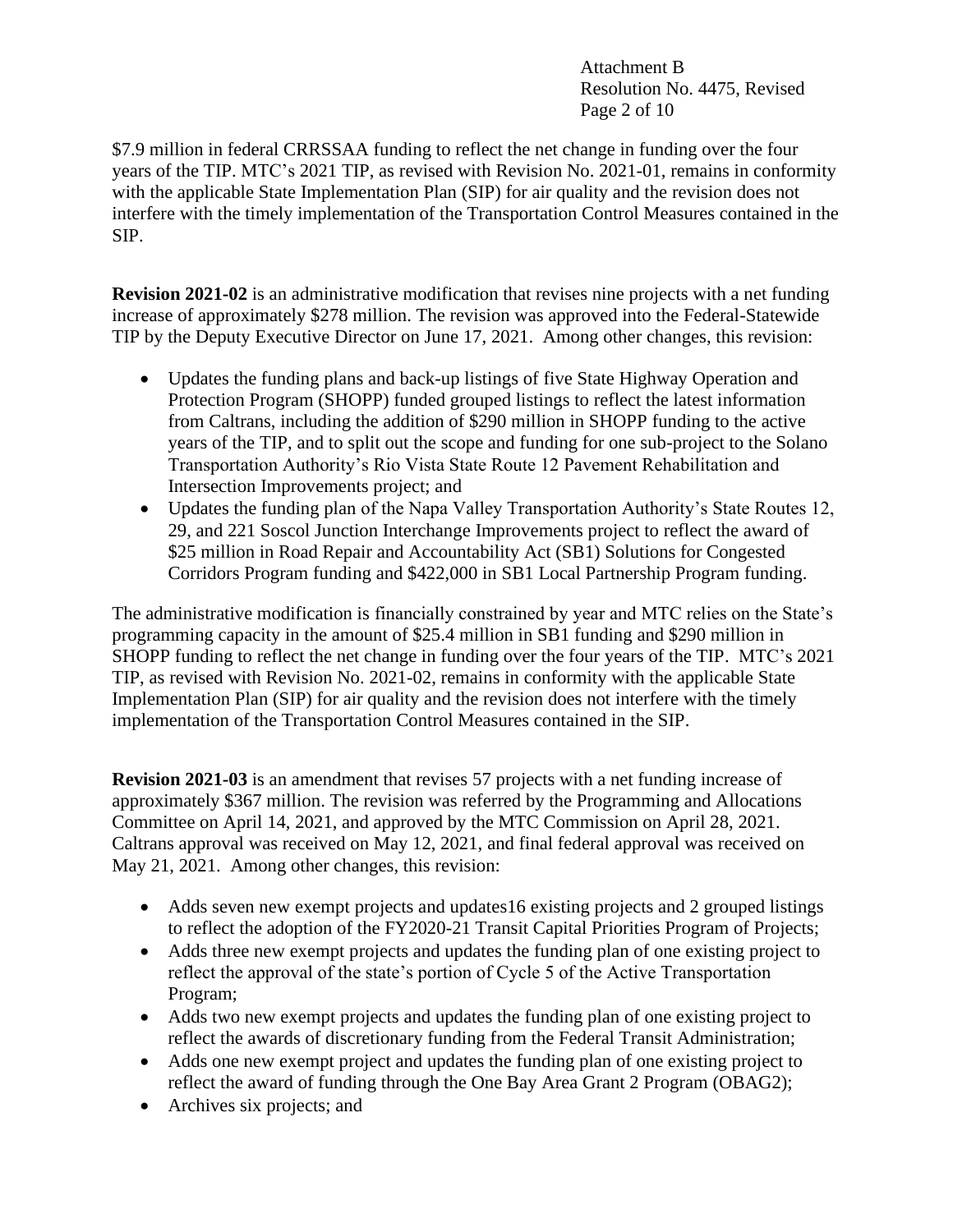$7.9 million in federal CRRSSAA funding to reflect the net change in funding over the four years of the TIP. MTC's 2021 TIP, as revised with Revision No. 2021-01, remains in conformity with the applicable State Implementation Plan (SIP) for air quality and the revision does not interfere with the timely implementation of the Transportation Control Measures contained in the SIP.

**Revision 2021-02** is an administrative modification that revises nine projects with a net funding increase of approximately $278 million. The revision was approved into the Federal-Statewide TIP by the Deputy Executive Director on June 17, 2021. Among other changes, this revision:

- Updates the funding plans and back-up listings of five State Highway Operation and Protection Program (SHOPP) funded grouped listings to reflect the latest information from Caltrans, including the addition of $290 million in SHOPP funding to the active years of the TIP, and to split out the scope and funding for one sub-project to the Solano Transportation Authority's Rio Vista State Route 12 Pavement Rehabilitation and Intersection Improvements project; and
- Updates the funding plan of the Napa Valley Transportation Authority's State Routes 12, 29, and 221 Soscol Junction Interchange Improvements project to reflect the award of $25 million in Road Repair and Accountability Act (SB1) Solutions for Congested Corridors Program funding and $422,000 in SB1 Local Partnership Program funding.

The administrative modification is financially constrained by year and MTC relies on the State's programming capacity in the amount of $25.4 million in SB1 funding and $290 million in SHOPP funding to reflect the net change in funding over the four years of the TIP. MTC's 2021 TIP, as revised with Revision No. 2021-02, remains in conformity with the applicable State Implementation Plan (SIP) for air quality and the revision does not interfere with the timely implementation of the Transportation Control Measures contained in the SIP.

**Revision 2021-03** is an amendment that revises 57 projects with a net funding increase of approximately $367 million. The revision was referred by the Programming and Allocations Committee on April 14, 2021, and approved by the MTC Commission on April 28, 2021. Caltrans approval was received on May 12, 2021, and final federal approval was received on May 21, 2021. Among other changes, this revision:

- Adds seven new exempt projects and updates16 existing projects and 2 grouped listings to reflect the adoption of the FY2020-21 Transit Capital Priorities Program of Projects;
- Adds three new exempt projects and updates the funding plan of one existing project to reflect the approval of the state's portion of Cycle 5 of the Active Transportation Program;
- Adds two new exempt projects and updates the funding plan of one existing project to reflect the awards of discretionary funding from the Federal Transit Administration;
- Adds one new exempt project and updates the funding plan of one existing project to reflect the award of funding through the One Bay Area Grant 2 Program (OBAG2);
- Archives six projects; and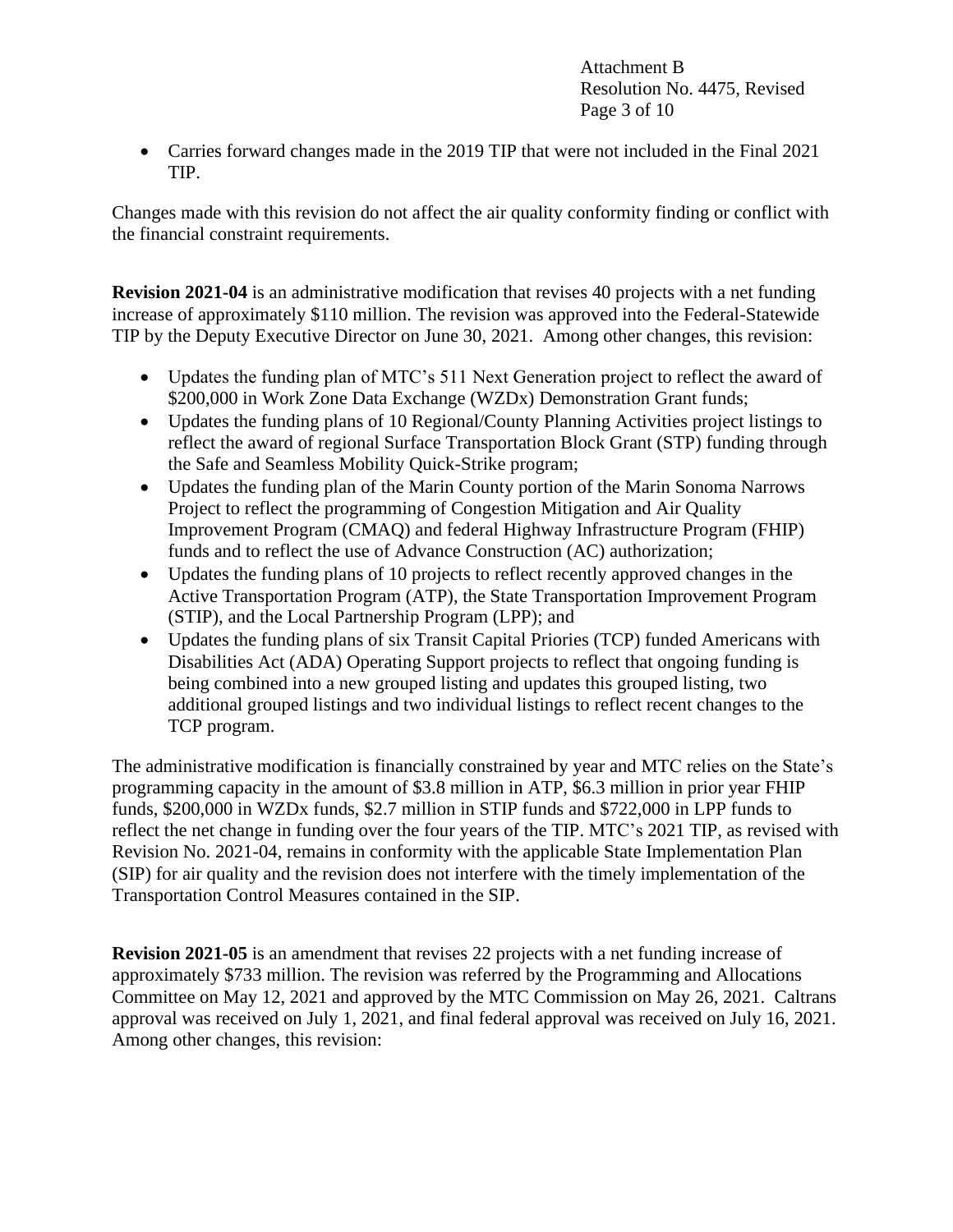- Carries forward changes made in the 2019 TIP that were not included in the Final 2021 TIP.

Changes made with this revision do not affect the air quality conformity finding or conflict with the financial constraint requirements.

**Revision 2021-04** is an administrative modification that revises 40 projects with a net funding increase of approximately $110 million. The revision was approved into the Federal-Statewide TIP by the Deputy Executive Director on June 30, 2021. Among other changes, this revision:

- Updates the funding plan of MTC's 511 Next Generation project to reflect the award of $200,000 in Work Zone Data Exchange (WZDx) Demonstration Grant funds;
- Updates the funding plans of 10 Regional/County Planning Activities project listings to reflect the award of regional Surface Transportation Block Grant (STP) funding through the Safe and Seamless Mobility Quick-Strike program;
- Updates the funding plan of the Marin County portion of the Marin Sonoma Narrows Project to reflect the programming of Congestion Mitigation and Air Quality Improvement Program (CMAQ) and federal Highway Infrastructure Program (FHIP) funds and to reflect the use of Advance Construction (AC) authorization;
- Updates the funding plans of 10 projects to reflect recently approved changes in the Active Transportation Program (ATP), the State Transportation Improvement Program (STIP), and the Local Partnership Program (LPP); and
- Updates the funding plans of six Transit Capital Priories (TCP) funded Americans with Disabilities Act (ADA) Operating Support projects to reflect that ongoing funding is being combined into a new grouped listing and updates this grouped listing, two additional grouped listings and two individual listings to reflect recent changes to the TCP program.

The administrative modification is financially constrained by year and MTC relies on the State's programming capacity in the amount of $3.8 million in ATP, $6.3 million in prior year FHIP funds, $200,000 in WZDx funds, $2.7 million in STIP funds and $722,000 in LPP funds to reflect the net change in funding over the four years of the TIP. MTC's 2021 TIP, as revised with Revision No. 2021-04, remains in conformity with the applicable State Implementation Plan (SIP) for air quality and the revision does not interfere with the timely implementation of the Transportation Control Measures contained in the SIP.

**Revision 2021-05** is an amendment that revises 22 projects with a net funding increase of approximately $733 million. The revision was referred by the Programming and Allocations Committee on May 12, 2021 and approved by the MTC Commission on May 26, 2021. Caltrans approval was received on July 1, 2021, and final federal approval was received on July 16, 2021. Among other changes, this revision: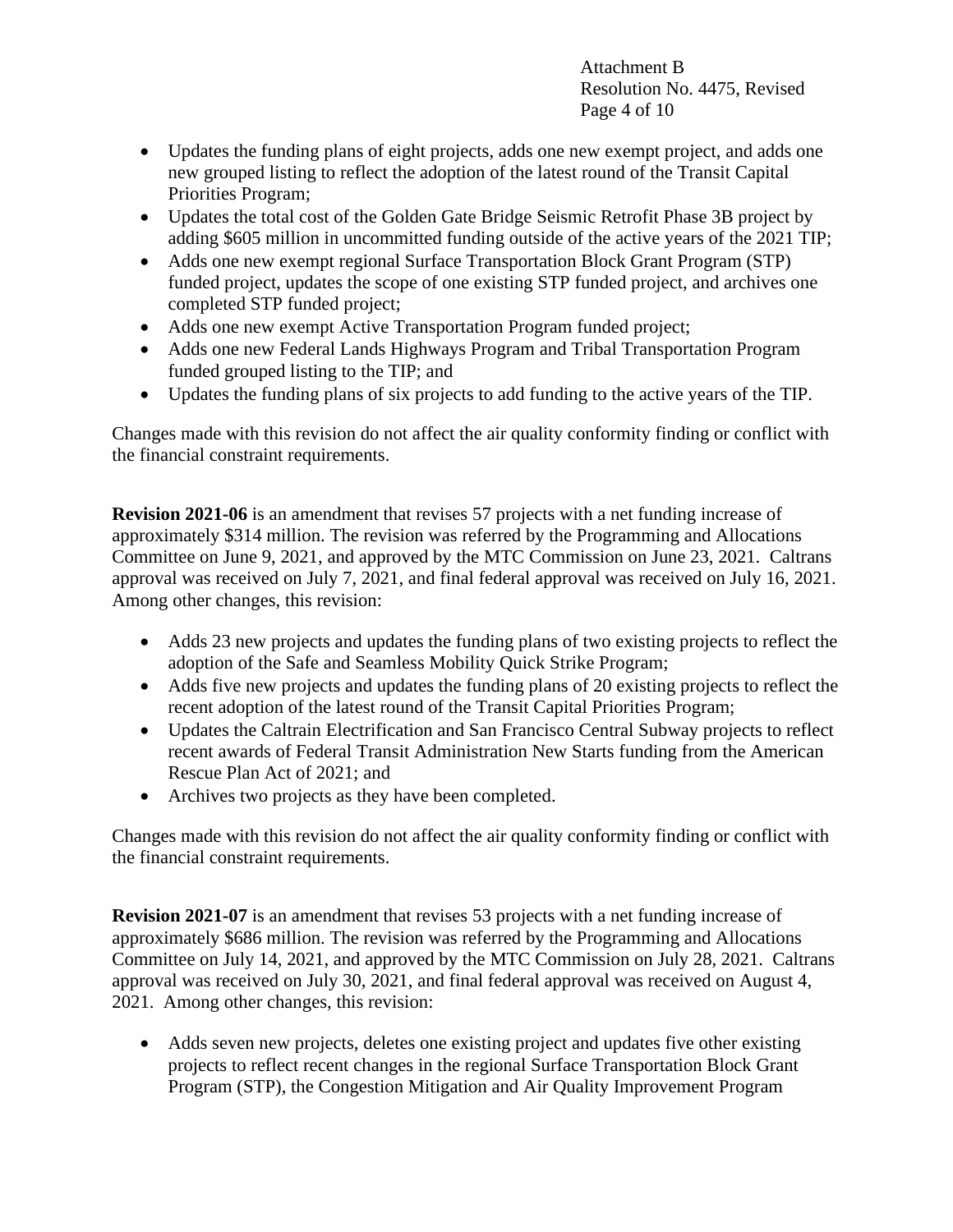- Updates the funding plans of eight projects, adds one new exempt project, and adds one new grouped listing to reflect the adoption of the latest round of the Transit Capital Priorities Program;
- Updates the total cost of the Golden Gate Bridge Seismic Retrofit Phase 3B project by adding $605 million in uncommitted funding outside of the active years of the 2021 TIP;
- Adds one new exempt regional Surface Transportation Block Grant Program (STP) funded project, updates the scope of one existing STP funded project, and archives one completed STP funded project;
- Adds one new exempt Active Transportation Program funded project;
- Adds one new Federal Lands Highways Program and Tribal Transportation Program funded grouped listing to the TIP; and
- Updates the funding plans of six projects to add funding to the active years of the TIP.

Changes made with this revision do not affect the air quality conformity finding or conflict with the financial constraint requirements.

**Revision 2021-06** is an amendment that revises 57 projects with a net funding increase of approximately $314 million. The revision was referred by the Programming and Allocations Committee on June 9, 2021, and approved by the MTC Commission on June 23, 2021. Caltrans approval was received on July 7, 2021, and final federal approval was received on July 16, 2021. Among other changes, this revision:

- Adds 23 new projects and updates the funding plans of two existing projects to reflect the adoption of the Safe and Seamless Mobility Quick Strike Program;
- Adds five new projects and updates the funding plans of 20 existing projects to reflect the recent adoption of the latest round of the Transit Capital Priorities Program;
- Updates the Caltrain Electrification and San Francisco Central Subway projects to reflect recent awards of Federal Transit Administration New Starts funding from the American Rescue Plan Act of 2021; and
- Archives two projects as they have been completed.

Changes made with this revision do not affect the air quality conformity finding or conflict with the financial constraint requirements.

**Revision 2021-07** is an amendment that revises 53 projects with a net funding increase of approximately $686 million. The revision was referred by the Programming and Allocations Committee on July 14, 2021, and approved by the MTC Commission on July 28, 2021. Caltrans approval was received on July 30, 2021, and final federal approval was received on August 4, 2021. Among other changes, this revision:

- Adds seven new projects, deletes one existing project and updates five other existing projects to reflect recent changes in the regional Surface Transportation Block Grant Program (STP), the Congestion Mitigation and Air Quality Improvement Program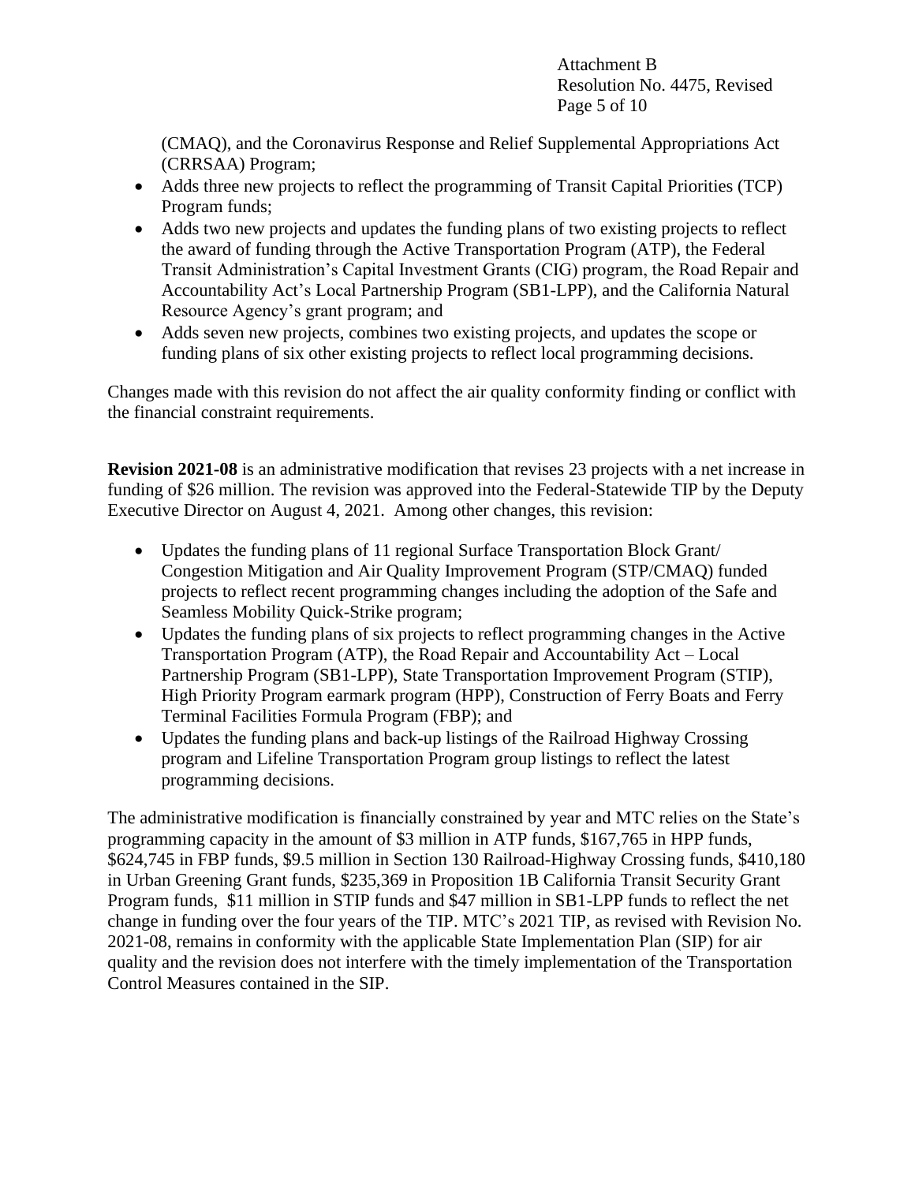(CMAQ), and the Coronavirus Response and Relief Supplemental Appropriations Act (CRRSAA) Program;

- Adds three new projects to reflect the programming of Transit Capital Priorities (TCP) Program funds;
- Adds two new projects and updates the funding plans of two existing projects to reflect the award of funding through the Active Transportation Program (ATP), the Federal Transit Administration's Capital Investment Grants (CIG) program, the Road Repair and Accountability Act's Local Partnership Program (SB1-LPP), and the California Natural Resource Agency's grant program; and
- Adds seven new projects, combines two existing projects, and updates the scope or funding plans of six other existing projects to reflect local programming decisions.

Changes made with this revision do not affect the air quality conformity finding or conflict with the financial constraint requirements.

**Revision 2021-08** is an administrative modification that revises 23 projects with a net increase in funding of $26 million. The revision was approved into the Federal-Statewide TIP by the Deputy Executive Director on August 4, 2021. Among other changes, this revision:

- Updates the funding plans of 11 regional Surface Transportation Block Grant/ Congestion Mitigation and Air Quality Improvement Program (STP/CMAQ) funded projects to reflect recent programming changes including the adoption of the Safe and Seamless Mobility Quick-Strike program;
- Updates the funding plans of six projects to reflect programming changes in the Active Transportation Program (ATP), the Road Repair and Accountability Act – Local Partnership Program (SB1-LPP), State Transportation Improvement Program (STIP), High Priority Program earmark program (HPP), Construction of Ferry Boats and Ferry Terminal Facilities Formula Program (FBP); and
- Updates the funding plans and back-up listings of the Railroad Highway Crossing program and Lifeline Transportation Program group listings to reflect the latest programming decisions.

The administrative modification is financially constrained by year and MTC relies on the State's programming capacity in the amount of $3 million in ATP funds, $167,765 in HPP funds, $624,745 in FBP funds, $9.5 million in Section 130 Railroad-Highway Crossing funds, $410,180 in Urban Greening Grant funds, $235,369 in Proposition 1B California Transit Security Grant Program funds, $11 million in STIP funds and $47 million in SB1-LPP funds to reflect the net change in funding over the four years of the TIP. MTC's 2021 TIP, as revised with Revision No. 2021-08, remains in conformity with the applicable State Implementation Plan (SIP) for air quality and the revision does not interfere with the timely implementation of the Transportation Control Measures contained in the SIP.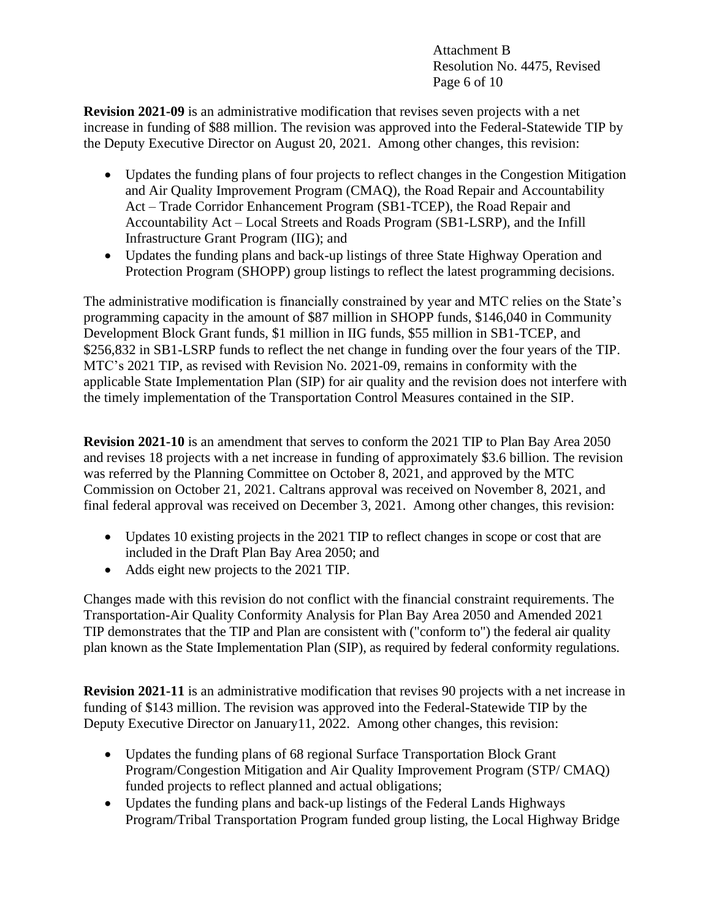**Revision 2021-09** is an administrative modification that revises seven projects with a net increase in funding of $88 million. The revision was approved into the Federal-Statewide TIP by the Deputy Executive Director on August 20, 2021. Among other changes, this revision:

- Updates the funding plans of four projects to reflect changes in the Congestion Mitigation and Air Quality Improvement Program (CMAQ), the Road Repair and Accountability Act – Trade Corridor Enhancement Program (SB1-TCEP), the Road Repair and Accountability Act – Local Streets and Roads Program (SB1-LSRP), and the Infill Infrastructure Grant Program (IIG); and
- Updates the funding plans and back-up listings of three State Highway Operation and Protection Program (SHOPP) group listings to reflect the latest programming decisions.

The administrative modification is financially constrained by year and MTC relies on the State's programming capacity in the amount of $87 million in SHOPP funds, $146,040 in Community Development Block Grant funds, $1 million in IIG funds, $55 million in SB1-TCEP, and $256,832 in SB1-LSRP funds to reflect the net change in funding over the four years of the TIP. MTC's 2021 TIP, as revised with Revision No. 2021-09, remains in conformity with the applicable State Implementation Plan (SIP) for air quality and the revision does not interfere with the timely implementation of the Transportation Control Measures contained in the SIP.

**Revision 2021-10** is an amendment that serves to conform the 2021 TIP to Plan Bay Area 2050 and revises 18 projects with a net increase in funding of approximately $3.6 billion. The revision was referred by the Planning Committee on October 8, 2021, and approved by the MTC Commission on October 21, 2021. Caltrans approval was received on November 8, 2021, and final federal approval was received on December 3, 2021. Among other changes, this revision:

- Updates 10 existing projects in the 2021 TIP to reflect changes in scope or cost that are included in the Draft Plan Bay Area 2050; and
- Adds eight new projects to the 2021 TIP.

Changes made with this revision do not conflict with the financial constraint requirements. The Transportation-Air Quality Conformity Analysis for Plan Bay Area 2050 and Amended 2021 TIP demonstrates that the TIP and Plan are consistent with ("conform to") the federal air quality plan known as the State Implementation Plan (SIP), as required by federal conformity regulations.

**Revision 2021-11** is an administrative modification that revises 90 projects with a net increase in funding of $143 million. The revision was approved into the Federal-Statewide TIP by the Deputy Executive Director on January11, 2022. Among other changes, this revision:

- Updates the funding plans of 68 regional Surface Transportation Block Grant Program/Congestion Mitigation and Air Quality Improvement Program (STP/ CMAQ) funded projects to reflect planned and actual obligations;
- Updates the funding plans and back-up listings of the Federal Lands Highways Program/Tribal Transportation Program funded group listing, the Local Highway Bridge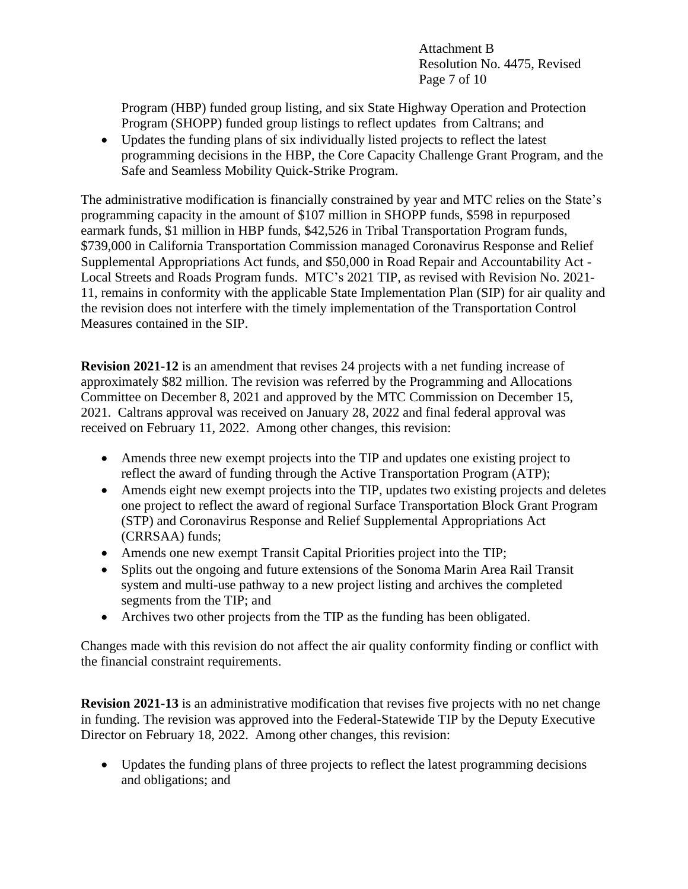Program (HBP) funded group listing, and six State Highway Operation and Protection Program (SHOPP) funded group listings to reflect updates from Caltrans; and

- Updates the funding plans of six individually listed projects to reflect the latest programming decisions in the HBP, the Core Capacity Challenge Grant Program, and the Safe and Seamless Mobility Quick-Strike Program.

The administrative modification is financially constrained by year and MTC relies on the State's programming capacity in the amount of $107 million in SHOPP funds, $598 in repurposed earmark funds, $1 million in HBP funds, $42,526 in Tribal Transportation Program funds, $739,000 in California Transportation Commission managed Coronavirus Response and Relief Supplemental Appropriations Act funds, and $50,000 in Road Repair and Accountability Act - Local Streets and Roads Program funds. MTC's 2021 TIP, as revised with Revision No. 2021-11, remains in conformity with the applicable State Implementation Plan (SIP) for air quality and the revision does not interfere with the timely implementation of the Transportation Control Measures contained in the SIP.

**Revision 2021-12** is an amendment that revises 24 projects with a net funding increase of approximately $82 million. The revision was referred by the Programming and Allocations Committee on December 8, 2021 and approved by the MTC Commission on December 15, 2021. Caltrans approval was received on January 28, 2022 and final federal approval was received on February 11, 2022. Among other changes, this revision:

- Amends three new exempt projects into the TIP and updates one existing project to reflect the award of funding through the Active Transportation Program (ATP);
- Amends eight new exempt projects into the TIP, updates two existing projects and deletes one project to reflect the award of regional Surface Transportation Block Grant Program (STP) and Coronavirus Response and Relief Supplemental Appropriations Act (CRRSAA) funds;
- Amends one new exempt Transit Capital Priorities project into the TIP;
- Splits out the ongoing and future extensions of the Sonoma Marin Area Rail Transit system and multi-use pathway to a new project listing and archives the completed segments from the TIP; and
- Archives two other projects from the TIP as the funding has been obligated.

Changes made with this revision do not affect the air quality conformity finding or conflict with the financial constraint requirements.

**Revision 2021-13** is an administrative modification that revises five projects with no net change in funding. The revision was approved into the Federal-Statewide TIP by the Deputy Executive Director on February 18, 2022. Among other changes, this revision:

- Updates the funding plans of three projects to reflect the latest programming decisions and obligations; and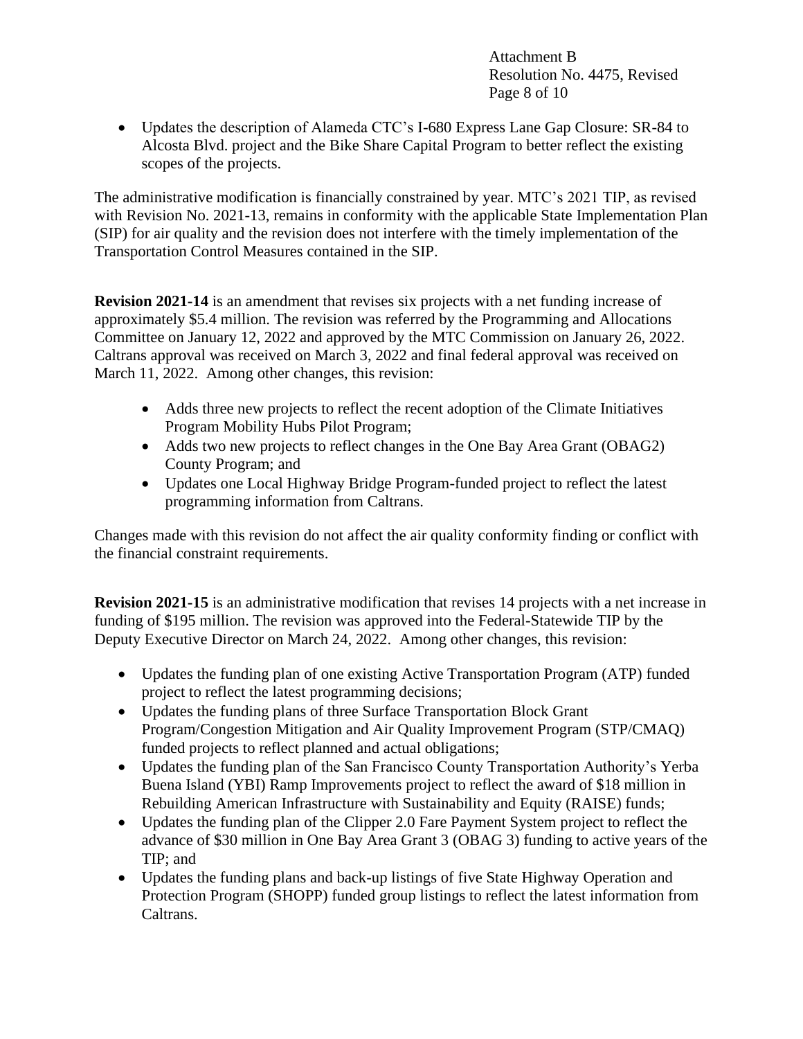- Updates the description of Alameda CTC's I-680 Express Lane Gap Closure: SR-84 to Alcosta Blvd. project and the Bike Share Capital Program to better reflect the existing scopes of the projects.

The administrative modification is financially constrained by year. MTC's 2021 TIP, as revised with Revision No. 2021-13, remains in conformity with the applicable State Implementation Plan (SIP) for air quality and the revision does not interfere with the timely implementation of the Transportation Control Measures contained in the SIP.

**Revision 2021-14** is an amendment that revises six projects with a net funding increase of approximately $5.4 million. The revision was referred by the Programming and Allocations Committee on January 12, 2022 and approved by the MTC Commission on January 26, 2022. Caltrans approval was received on March 3, 2022 and final federal approval was received on March 11, 2022. Among other changes, this revision:

- Adds three new projects to reflect the recent adoption of the Climate Initiatives Program Mobility Hubs Pilot Program;
- Adds two new projects to reflect changes in the One Bay Area Grant (OBAG2) County Program; and
- Updates one Local Highway Bridge Program-funded project to reflect the latest programming information from Caltrans.

Changes made with this revision do not affect the air quality conformity finding or conflict with the financial constraint requirements.

**Revision 2021-15** is an administrative modification that revises 14 projects with a net increase in funding of $195 million. The revision was approved into the Federal-Statewide TIP by the Deputy Executive Director on March 24, 2022. Among other changes, this revision:

- Updates the funding plan of one existing Active Transportation Program (ATP) funded project to reflect the latest programming decisions;
- Updates the funding plans of three Surface Transportation Block Grant Program/Congestion Mitigation and Air Quality Improvement Program (STP/CMAQ) funded projects to reflect planned and actual obligations;
- Updates the funding plan of the San Francisco County Transportation Authority's Yerba Buena Island (YBI) Ramp Improvements project to reflect the award of $18 million in Rebuilding American Infrastructure with Sustainability and Equity (RAISE) funds;
- Updates the funding plan of the Clipper 2.0 Fare Payment System project to reflect the advance of $30 million in One Bay Area Grant 3 (OBAG 3) funding to active years of the TIP; and
- Updates the funding plans and back-up listings of five State Highway Operation and Protection Program (SHOPP) funded group listings to reflect the latest information from Caltrans.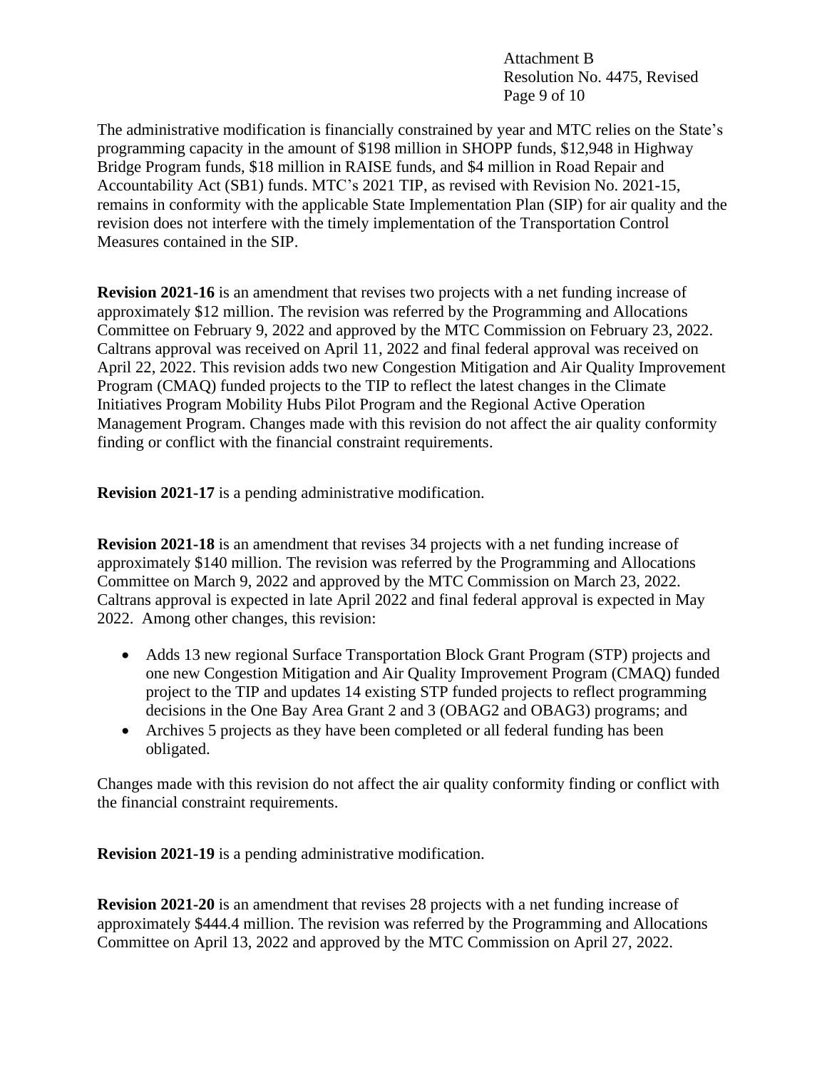The administrative modification is financially constrained by year and MTC relies on the State's programming capacity in the amount of $198 million in SHOPP funds, $12,948 in Highway Bridge Program funds, $18 million in RAISE funds, and $4 million in Road Repair and Accountability Act (SB1) funds. MTC's 2021 TIP, as revised with Revision No. 2021-15, remains in conformity with the applicable State Implementation Plan (SIP) for air quality and the revision does not interfere with the timely implementation of the Transportation Control Measures contained in the SIP.

**Revision 2021-16** is an amendment that revises two projects with a net funding increase of approximately $12 million. The revision was referred by the Programming and Allocations Committee on February 9, 2022 and approved by the MTC Commission on February 23, 2022. Caltrans approval was received on April 11, 2022 and final federal approval was received on April 22, 2022. This revision adds two new Congestion Mitigation and Air Quality Improvement Program (CMAQ) funded projects to the TIP to reflect the latest changes in the Climate Initiatives Program Mobility Hubs Pilot Program and the Regional Active Operation Management Program. Changes made with this revision do not affect the air quality conformity finding or conflict with the financial constraint requirements.

**Revision 2021-17** is a pending administrative modification.

**Revision 2021-18** is an amendment that revises 34 projects with a net funding increase of approximately $140 million. The revision was referred by the Programming and Allocations Committee on March 9, 2022 and approved by the MTC Commission on March 23, 2022. Caltrans approval is expected in late April 2022 and final federal approval is expected in May 2022. Among other changes, this revision:

- Adds 13 new regional Surface Transportation Block Grant Program (STP) projects and one new Congestion Mitigation and Air Quality Improvement Program (CMAQ) funded project to the TIP and updates 14 existing STP funded projects to reflect programming decisions in the One Bay Area Grant 2 and 3 (OBAG2 and OBAG3) programs; and
- Archives 5 projects as they have been completed or all federal funding has been obligated.

Changes made with this revision do not affect the air quality conformity finding or conflict with the financial constraint requirements.

**Revision 2021-19** is a pending administrative modification.

**Revision 2021-20** is an amendment that revises 28 projects with a net funding increase of approximately $444.4 million. The revision was referred by the Programming and Allocations Committee on April 13, 2022 and approved by the MTC Commission on April 27, 2022.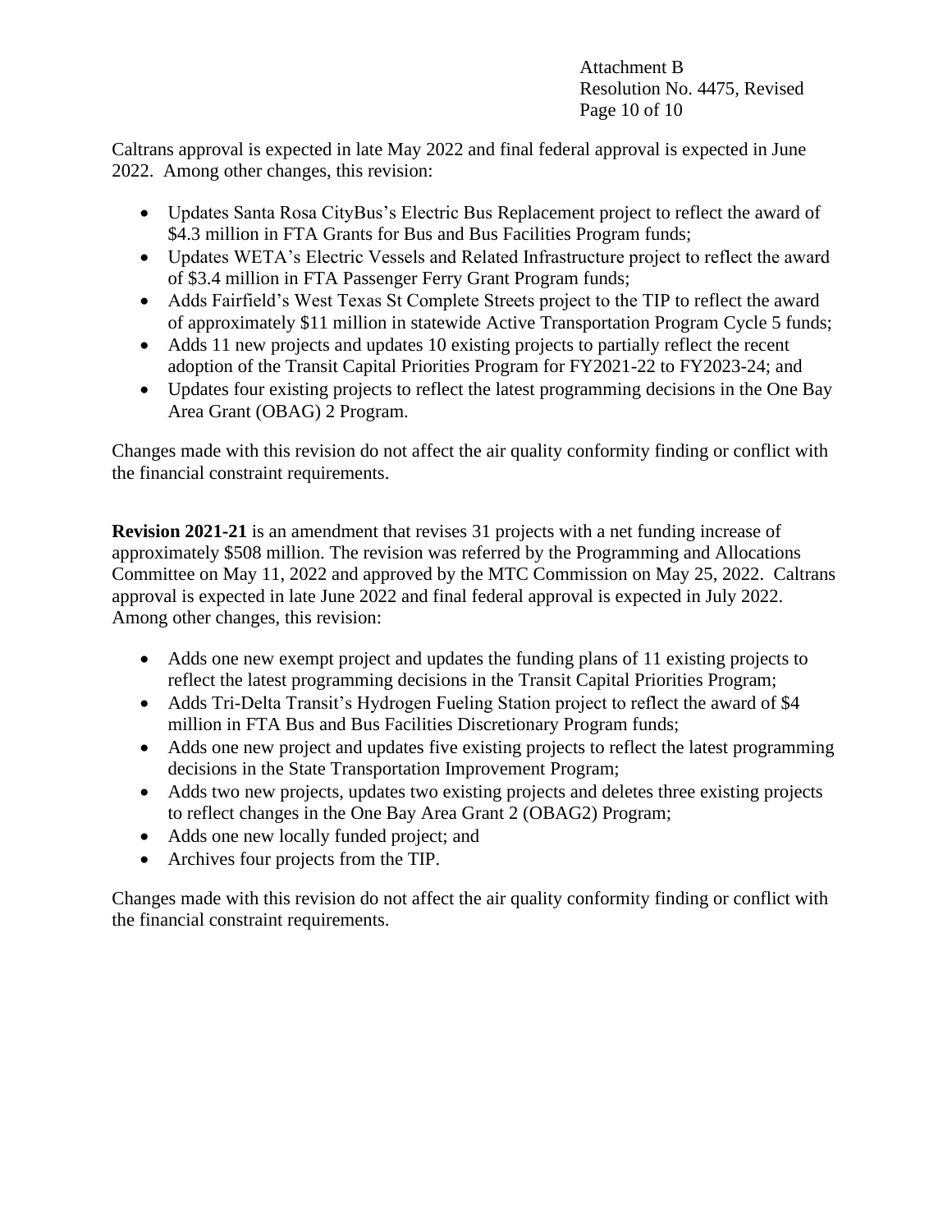Caltrans approval is expected in late May 2022 and final federal approval is expected in June 2022. Among other changes, this revision:

- Updates Santa Rosa CityBus's Electric Bus Replacement project to reflect the award of $4.3 million in FTA Grants for Bus and Bus Facilities Program funds;
- Updates WETA's Electric Vessels and Related Infrastructure project to reflect the award of $3.4 million in FTA Passenger Ferry Grant Program funds;
- Adds Fairfield's West Texas St Complete Streets project to the TIP to reflect the award of approximately $11 million in statewide Active Transportation Program Cycle 5 funds;
- Adds 11 new projects and updates 10 existing projects to partially reflect the recent adoption of the Transit Capital Priorities Program for FY2021-22 to FY2023-24; and
- Updates four existing projects to reflect the latest programming decisions in the One Bay Area Grant (OBAG) 2 Program.

Changes made with this revision do not affect the air quality conformity finding or conflict with the financial constraint requirements.

**Revision 2021-21** is an amendment that revises 31 projects with a net funding increase of approximately $508 million. The revision was referred by the Programming and Allocations Committee on May 11, 2022 and approved by the MTC Commission on May 25, 2022. Caltrans approval is expected in late June 2022 and final federal approval is expected in July 2022. Among other changes, this revision:

- Adds one new exempt project and updates the funding plans of 11 existing projects to reflect the latest programming decisions in the Transit Capital Priorities Program;
- Adds Tri-Delta Transit's Hydrogen Fueling Station project to reflect the award of $4 million in FTA Bus and Bus Facilities Discretionary Program funds;
- Adds one new project and updates five existing projects to reflect the latest programming decisions in the State Transportation Improvement Program;
- Adds two new projects, updates two existing projects and deletes three existing projects to reflect changes in the One Bay Area Grant 2 (OBAG2) Program;
- Adds one new locally funded project; and
- Archives four projects from the TIP.

Changes made with this revision do not affect the air quality conformity finding or conflict with the financial constraint requirements.